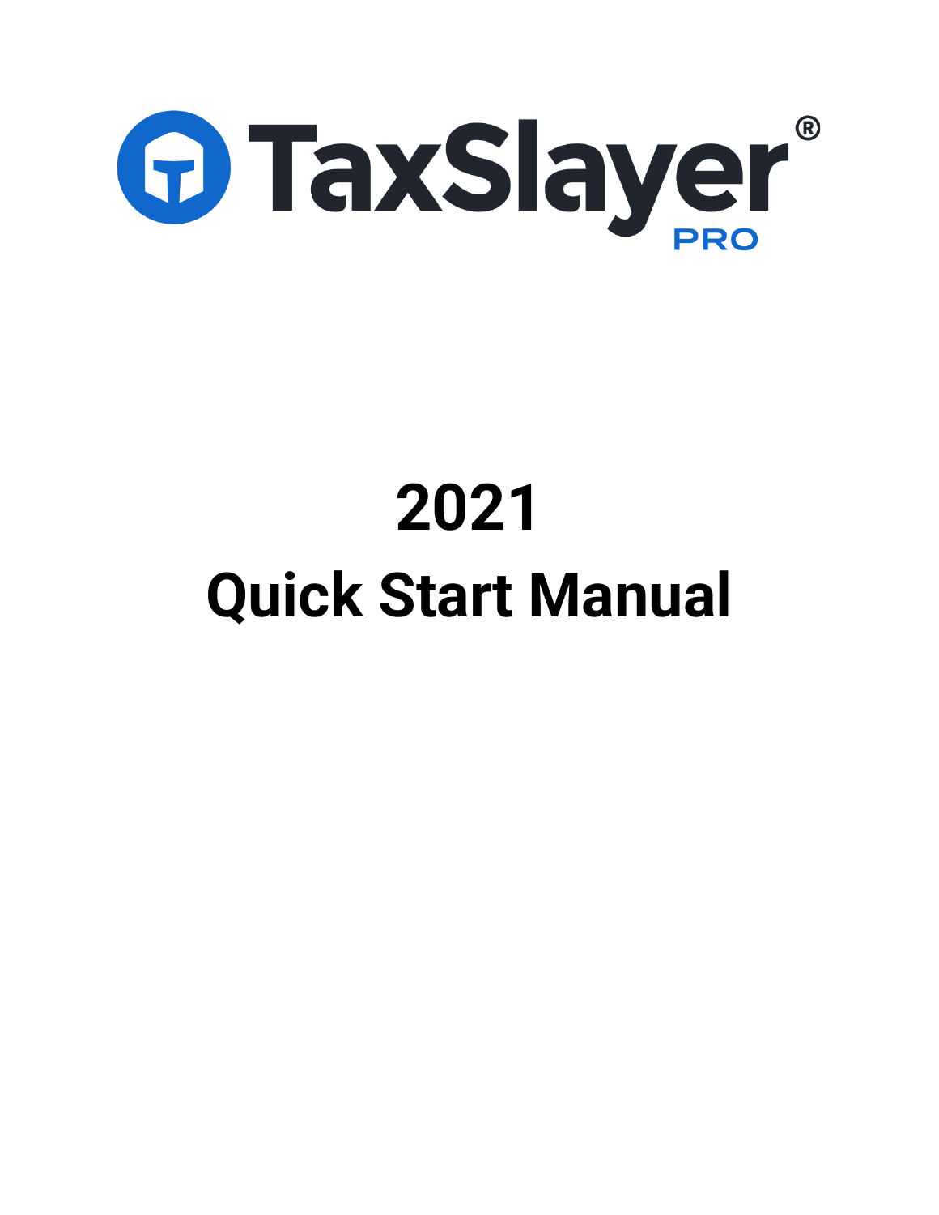TaxSlayer® PRO

# 2021

# Quick Start Manual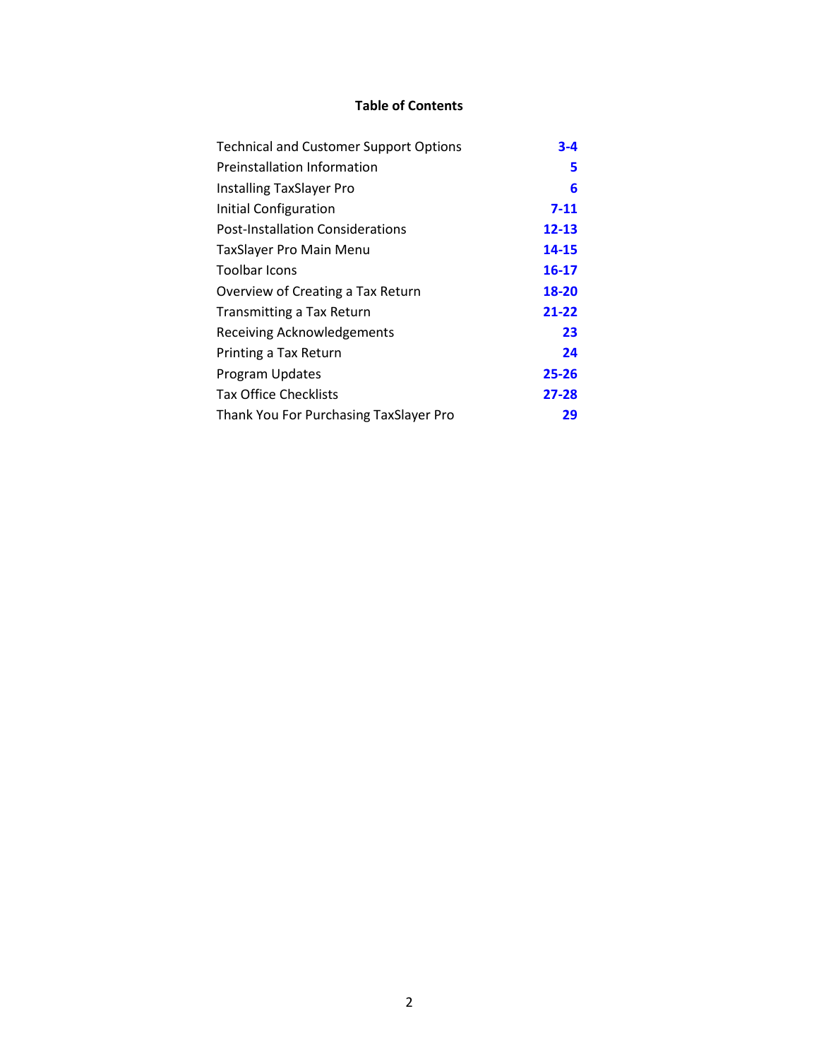**Table of Contents**

| | |
|---|---|
| Technical and Customer Support Options | **3-4** |
| Preinstallation Information | **5** |
| Installing TaxSlayer Pro | **6** |
| Initial Configuration | **7-11** |
| Post-Installation Considerations | **12-13** |
| TaxSlayer Pro Main Menu | **14-15** |
| Toolbar Icons | **16-17** |
| Overview of Creating a Tax Return | **18-20** |
| Transmitting a Tax Return | **21-22** |
| Receiving Acknowledgements | **23** |
| Printing a Tax Return | **24** |
| Program Updates | **25-26** |
| Tax Office Checklists | **27-28** |
| Thank You For Purchasing TaxSlayer Pro | **29** |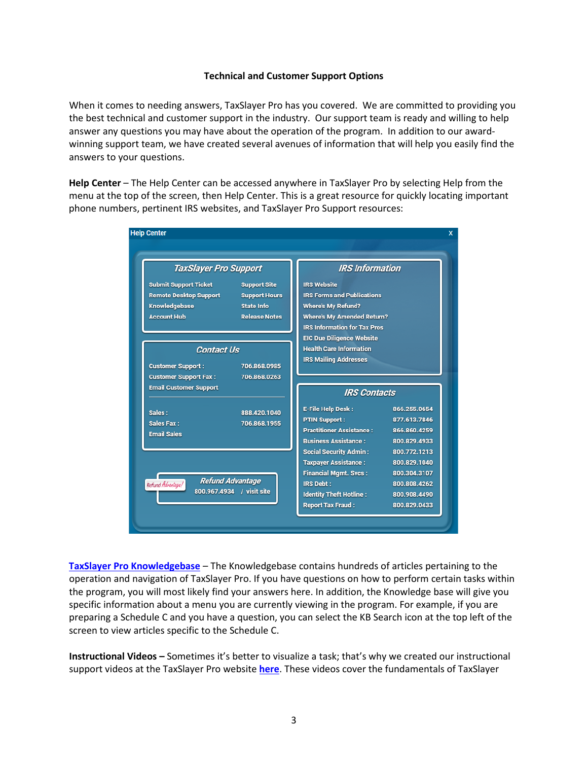**Technical and Customer Support Options**

When it comes to needing answers, TaxSlayer Pro has you covered. We are committed to providing you the best technical and customer support in the industry. Our support team is ready and willing to help answer any questions you may have about the operation of the program. In addition to our award-winning support team, we have created several avenues of information that will help you easily find the answers to your questions.

**Help Center** – The Help Center can be accessed anywhere in TaxSlayer Pro by selecting Help from the menu at the top of the screen, then Help Center. This is a great resource for quickly locating important phone numbers, pertinent IRS websites, and TaxSlayer Pro Support resources:

Help Center

*TaxSlayer Pro Support*

- Submit Support Ticket
- Remote Desktop Support
- Knowledgebase
- Account Hub
- Support Site
- Support Hours
- State Info
- Release Notes

*Contact Us*

| | |
|---|---|
| Customer Support : | 706.868.0985 |
| Customer Support Fax : | 706.868.0263 |
| Email Customer Support | |
| Sales : | 888.420.1040 |
| Sales Fax : | 706.868.1955 |
| Email Sales | |

*Refund Advantage*

800.967.4934 / visit site

*IRS Information*

- IRS Website
- IRS Forms and Publications
- Where's My Refund?
- Where's My Amended Return?
- IRS Information for Tax Pros
- EIC Due Diligence Website
- Health Care Information
- IRS Mailing Addresses

*IRS Contacts*

| | |
|---|---|
| E-File Help Desk : | 866.255.0654 |
| PTIN Support : | 877.613.7846 |
| Practitioner Assistance : | 866.860.4259 |
| Business Assistance : | 800.829.4933 |
| Social Security Admin : | 800.772.1213 |
| Taxpayer Assistance : | 800.829.1040 |
| Financial Mgmt. Svcs : | 800.304.3107 |
| IRS Debt : | 800.808.4262 |
| Identity Theft Hotline : | 800.908.4490 |
| Report Tax Fraud : | 800.829.0433 |

**TaxSlayer Pro Knowledgebase** – The Knowledgebase contains hundreds of articles pertaining to the operation and navigation of TaxSlayer Pro. If you have questions on how to perform certain tasks within the program, you will most likely find your answers here. In addition, the Knowledge base will give you specific information about a menu you are currently viewing in the program. For example, if you are preparing a Schedule C and you have a question, you can select the KB Search icon at the top left of the screen to view articles specific to the Schedule C.

**Instructional Videos –** Sometimes it's better to visualize a task; that's why we created our instructional support videos at the TaxSlayer Pro website **here**. These videos cover the fundamentals of TaxSlayer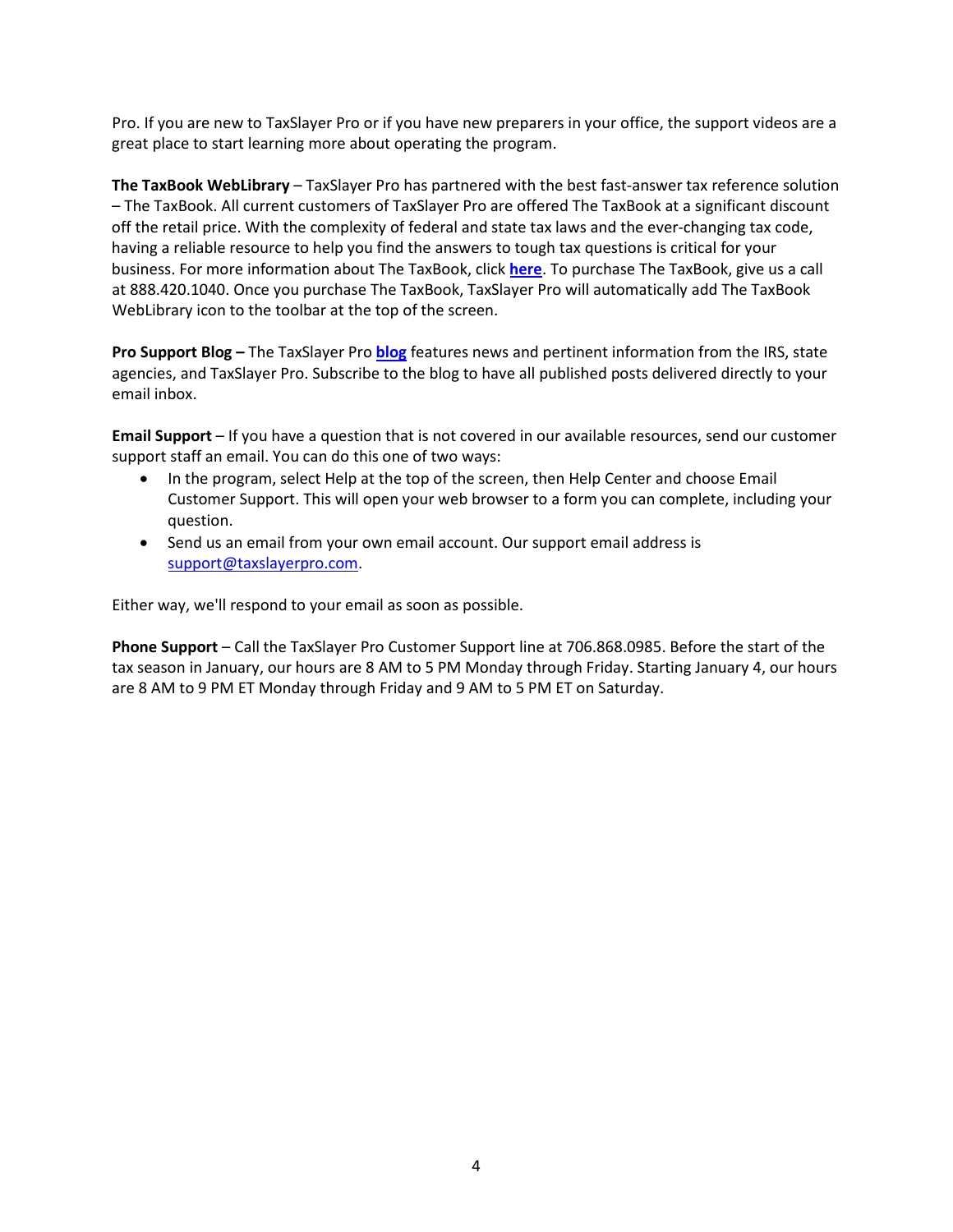Pro. If you are new to TaxSlayer Pro or if you have new preparers in your office, the support videos are a great place to start learning more about operating the program.

**The TaxBook WebLibrary** – TaxSlayer Pro has partnered with the best fast-answer tax reference solution – The TaxBook. All current customers of TaxSlayer Pro are offered The TaxBook at a significant discount off the retail price. With the complexity of federal and state tax laws and the ever-changing tax code, having a reliable resource to help you find the answers to tough tax questions is critical for your business. For more information about The TaxBook, click **here**. To purchase The TaxBook, give us a call at 888.420.1040. Once you purchase The TaxBook, TaxSlayer Pro will automatically add The TaxBook WebLibrary icon to the toolbar at the top of the screen.

**Pro Support Blog –** The TaxSlayer Pro **blog** features news and pertinent information from the IRS, state agencies, and TaxSlayer Pro. Subscribe to the blog to have all published posts delivered directly to your email inbox.

**Email Support** – If you have a question that is not covered in our available resources, send our customer support staff an email. You can do this one of two ways:

- In the program, select Help at the top of the screen, then Help Center and choose Email Customer Support. This will open your web browser to a form you can complete, including your question.
- Send us an email from your own email account. Our support email address is support@taxslayerpro.com.

Either way, we'll respond to your email as soon as possible.

**Phone Support** – Call the TaxSlayer Pro Customer Support line at 706.868.0985. Before the start of the tax season in January, our hours are 8 AM to 5 PM Monday through Friday. Starting January 4, our hours are 8 AM to 9 PM ET Monday through Friday and 9 AM to 5 PM ET on Saturday.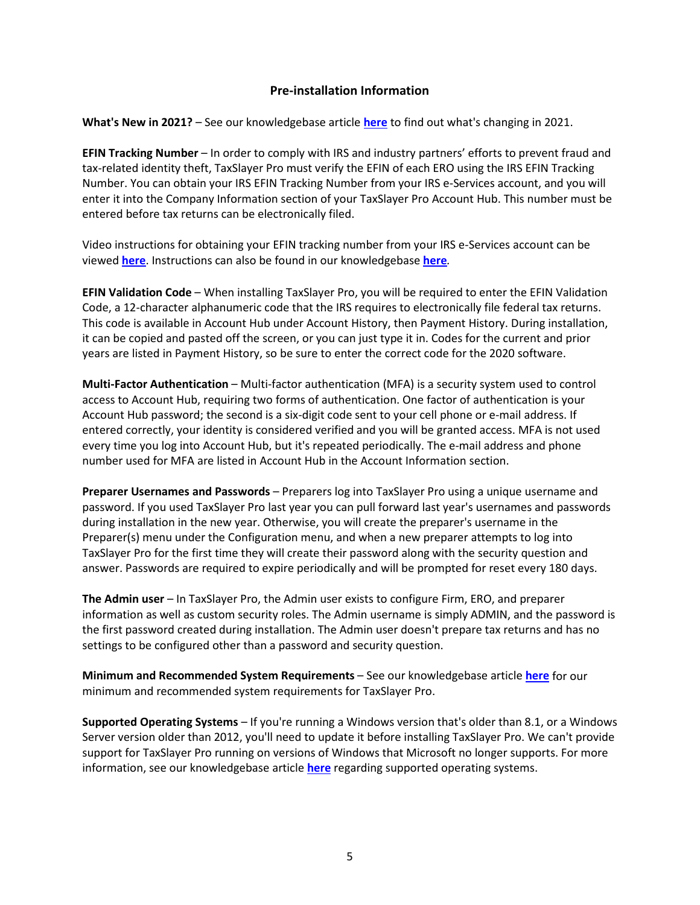## Pre-installation Information

**What's New in 2021?** – See our knowledgebase article **here** to find out what's changing in 2021.

**EFIN Tracking Number** – In order to comply with IRS and industry partners' efforts to prevent fraud and tax-related identity theft, TaxSlayer Pro must verify the EFIN of each ERO using the IRS EFIN Tracking Number. You can obtain your IRS EFIN Tracking Number from your IRS e-Services account, and you will enter it into the Company Information section of your TaxSlayer Pro Account Hub. This number must be entered before tax returns can be electronically filed.

Video instructions for obtaining your EFIN tracking number from your IRS e-Services account can be viewed **here**. Instructions can also be found in our knowledgebase **here**.

**EFIN Validation Code** – When installing TaxSlayer Pro, you will be required to enter the EFIN Validation Code, a 12-character alphanumeric code that the IRS requires to electronically file federal tax returns. This code is available in Account Hub under Account History, then Payment History. During installation, it can be copied and pasted off the screen, or you can just type it in. Codes for the current and prior years are listed in Payment History, so be sure to enter the correct code for the 2020 software.

**Multi-Factor Authentication** – Multi-factor authentication (MFA) is a security system used to control access to Account Hub, requiring two forms of authentication. One factor of authentication is your Account Hub password; the second is a six-digit code sent to your cell phone or e-mail address. If entered correctly, your identity is considered verified and you will be granted access. MFA is not used every time you log into Account Hub, but it's repeated periodically. The e-mail address and phone number used for MFA are listed in Account Hub in the Account Information section.

**Preparer Usernames and Passwords** – Preparers log into TaxSlayer Pro using a unique username and password. If you used TaxSlayer Pro last year you can pull forward last year's usernames and passwords during installation in the new year. Otherwise, you will create the preparer's username in the Preparer(s) menu under the Configuration menu, and when a new preparer attempts to log into TaxSlayer Pro for the first time they will create their password along with the security question and answer. Passwords are required to expire periodically and will be prompted for reset every 180 days.

**The Admin user** – In TaxSlayer Pro, the Admin user exists to configure Firm, ERO, and preparer information as well as custom security roles. The Admin username is simply ADMIN, and the password is the first password created during installation. The Admin user doesn't prepare tax returns and has no settings to be configured other than a password and security question.

**Minimum and Recommended System Requirements** – See our knowledgebase article **here** for our minimum and recommended system requirements for TaxSlayer Pro.

**Supported Operating Systems** – If you're running a Windows version that's older than 8.1, or a Windows Server version older than 2012, you'll need to update it before installing TaxSlayer Pro. We can't provide support for TaxSlayer Pro running on versions of Windows that Microsoft no longer supports. For more information, see our knowledgebase article **here** regarding supported operating systems.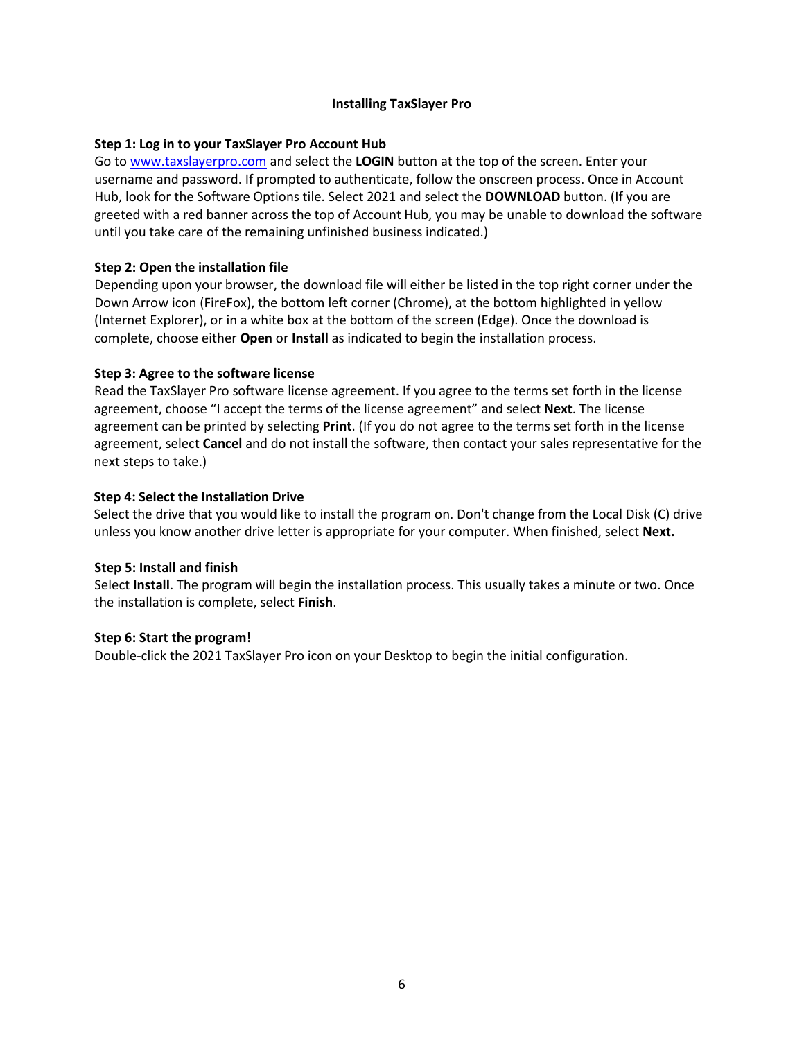## Installing TaxSlayer Pro

### Step 1: Log in to your TaxSlayer Pro Account Hub

Go to www.taxslayerpro.com and select the **LOGIN** button at the top of the screen. Enter your username and password. If prompted to authenticate, follow the onscreen process. Once in Account Hub, look for the Software Options tile. Select 2021 and select the **DOWNLOAD** button. (If you are greeted with a red banner across the top of Account Hub, you may be unable to download the software until you take care of the remaining unfinished business indicated.)

### Step 2: Open the installation file

Depending upon your browser, the download file will either be listed in the top right corner under the Down Arrow icon (FireFox), the bottom left corner (Chrome), at the bottom highlighted in yellow (Internet Explorer), or in a white box at the bottom of the screen (Edge). Once the download is complete, choose either **Open** or **Install** as indicated to begin the installation process.

### Step 3: Agree to the software license

Read the TaxSlayer Pro software license agreement. If you agree to the terms set forth in the license agreement, choose "I accept the terms of the license agreement" and select **Next**. The license agreement can be printed by selecting **Print**. (If you do not agree to the terms set forth in the license agreement, select **Cancel** and do not install the software, then contact your sales representative for the next steps to take.)

### Step 4: Select the Installation Drive

Select the drive that you would like to install the program on. Don't change from the Local Disk (C) drive unless you know another drive letter is appropriate for your computer. When finished, select **Next.**

### Step 5: Install and finish

Select **Install**. The program will begin the installation process. This usually takes a minute or two. Once the installation is complete, select **Finish**.

### Step 6: Start the program!

Double-click the 2021 TaxSlayer Pro icon on your Desktop to begin the initial configuration.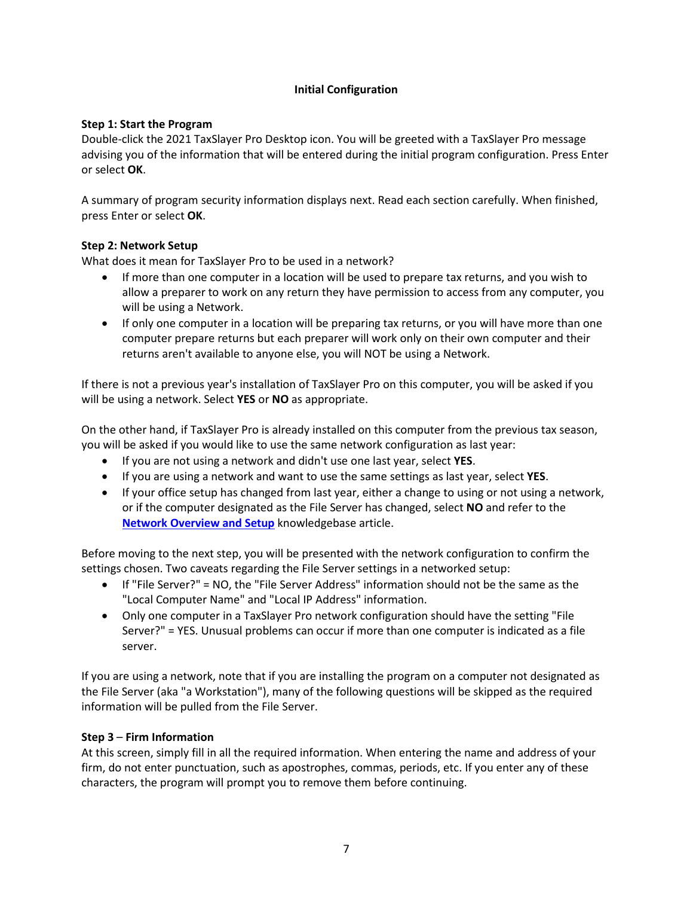## Initial Configuration

**Step 1: Start the Program**

Double-click the 2021 TaxSlayer Pro Desktop icon. You will be greeted with a TaxSlayer Pro message advising you of the information that will be entered during the initial program configuration. Press Enter or select **OK**.

A summary of program security information displays next. Read each section carefully. When finished, press Enter or select **OK**.

**Step 2: Network Setup**

What does it mean for TaxSlayer Pro to be used in a network?

- If more than one computer in a location will be used to prepare tax returns, and you wish to allow a preparer to work on any return they have permission to access from any computer, you will be using a Network.
- If only one computer in a location will be preparing tax returns, or you will have more than one computer prepare returns but each preparer will work only on their own computer and their returns aren't available to anyone else, you will NOT be using a Network.

If there is not a previous year's installation of TaxSlayer Pro on this computer, you will be asked if you will be using a network. Select **YES** or **NO** as appropriate.

On the other hand, if TaxSlayer Pro is already installed on this computer from the previous tax season, you will be asked if you would like to use the same network configuration as last year:

- If you are not using a network and didn't use one last year, select **YES**.
- If you are using a network and want to use the same settings as last year, select **YES**.
- If your office setup has changed from last year, either a change to using or not using a network, or if the computer designated as the File Server has changed, select **NO** and refer to the **Network Overview and Setup** knowledgebase article.

Before moving to the next step, you will be presented with the network configuration to confirm the settings chosen. Two caveats regarding the File Server settings in a networked setup:

- If "File Server?" = NO, the "File Server Address" information should not be the same as the "Local Computer Name" and "Local IP Address" information.
- Only one computer in a TaxSlayer Pro network configuration should have the setting "File Server?" = YES. Unusual problems can occur if more than one computer is indicated as a file server.

If you are using a network, note that if you are installing the program on a computer not designated as the File Server (aka "a Workstation"), many of the following questions will be skipped as the required information will be pulled from the File Server.

**Step 3 – Firm Information**

At this screen, simply fill in all the required information. When entering the name and address of your firm, do not enter punctuation, such as apostrophes, commas, periods, etc. If you enter any of these characters, the program will prompt you to remove them before continuing.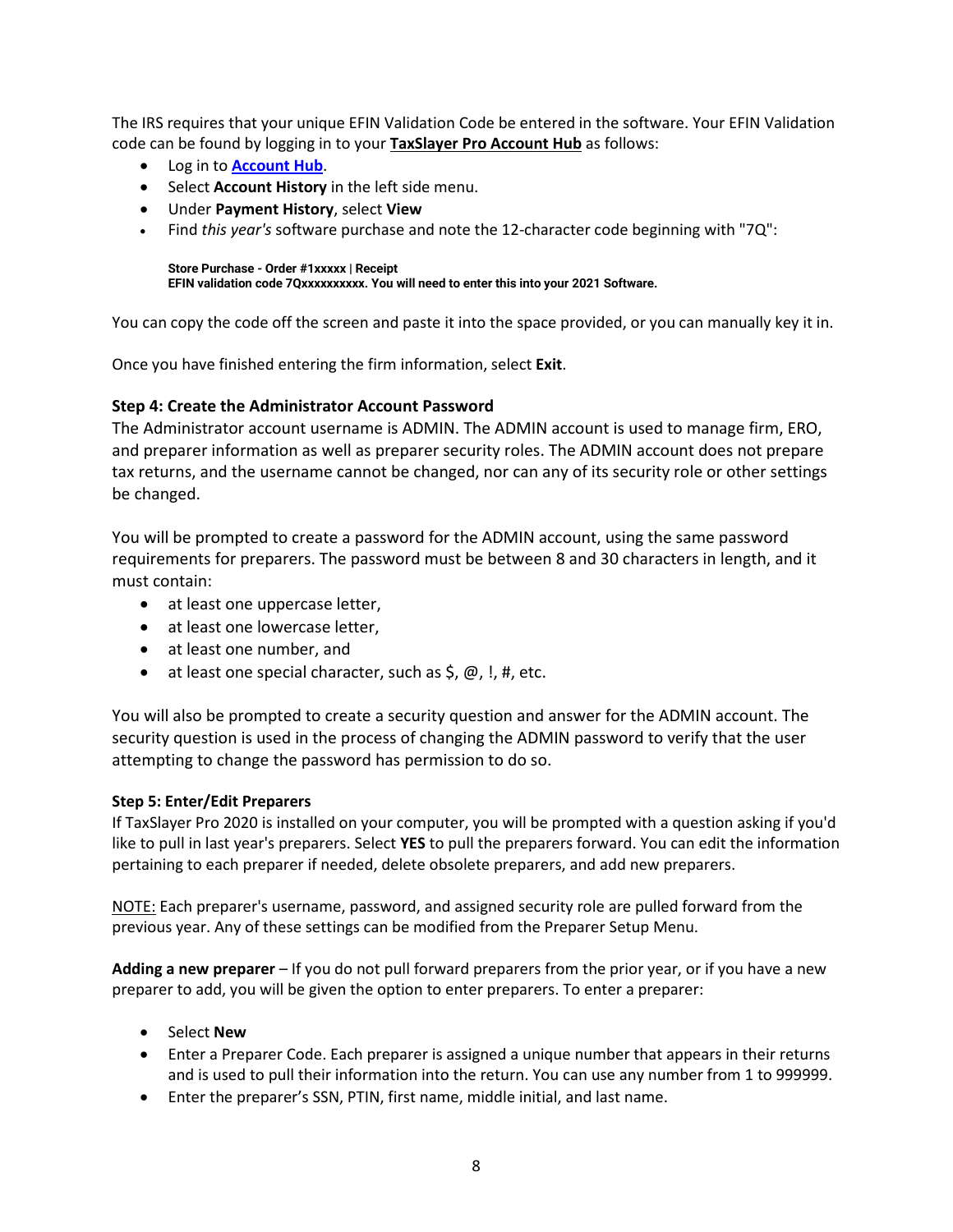The IRS requires that your unique EFIN Validation Code be entered in the software. Your EFIN Validation code can be found by logging in to your **TaxSlayer Pro Account Hub** as follows:

- Log in to **Account Hub**.
- Select **Account History** in the left side menu.
- Under **Payment History**, select **View**
- Find *this year's* software purchase and note the 12-character code beginning with "7Q":

> **Store Purchase - Order #1xxxxx | Receipt**
> **EFIN validation code 7Qxxxxxxxxxx. You will need to enter this into your 2021 Software.**

You can copy the code off the screen and paste it into the space provided, or you can manually key it in.

Once you have finished entering the firm information, select **Exit**.

### Step 4: Create the Administrator Account Password

The Administrator account username is ADMIN. The ADMIN account is used to manage firm, ERO, and preparer information as well as preparer security roles. The ADMIN account does not prepare tax returns, and the username cannot be changed, nor can any of its security role or other settings be changed.

You will be prompted to create a password for the ADMIN account, using the same password requirements for preparers. The password must be between 8 and 30 characters in length, and it must contain:

- at least one uppercase letter,
- at least one lowercase letter,
- at least one number, and
- at least one special character, such as $, @, !, #, etc.

You will also be prompted to create a security question and answer for the ADMIN account. The security question is used in the process of changing the ADMIN password to verify that the user attempting to change the password has permission to do so.

### Step 5: Enter/Edit Preparers

If TaxSlayer Pro 2020 is installed on your computer, you will be prompted with a question asking if you'd like to pull in last year's preparers. Select **YES** to pull the preparers forward. You can edit the information pertaining to each preparer if needed, delete obsolete preparers, and add new preparers.

NOTE: Each preparer's username, password, and assigned security role are pulled forward from the previous year. Any of these settings can be modified from the Preparer Setup Menu.

**Adding a new preparer** – If you do not pull forward preparers from the prior year, or if you have a new preparer to add, you will be given the option to enter preparers. To enter a preparer:

- Select **New**
- Enter a Preparer Code. Each preparer is assigned a unique number that appears in their returns and is used to pull their information into the return. You can use any number from 1 to 999999.
- Enter the preparer's SSN, PTIN, first name, middle initial, and last name.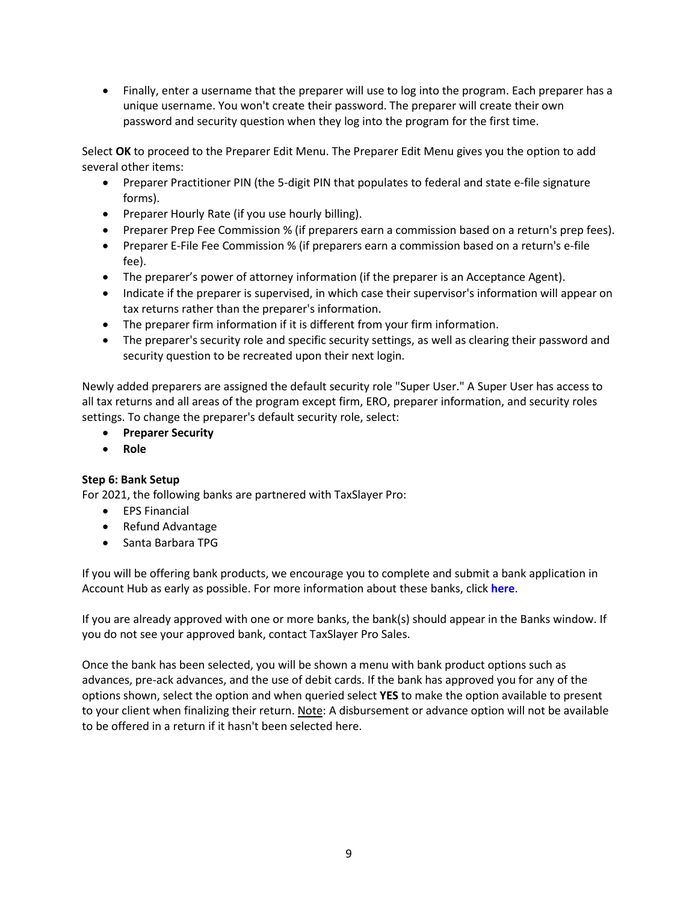- Finally, enter a username that the preparer will use to log into the program. Each preparer has a unique username. You won't create their password. The preparer will create their own password and security question when they log into the program for the first time.

Select **OK** to proceed to the Preparer Edit Menu. The Preparer Edit Menu gives you the option to add several other items:

- Preparer Practitioner PIN (the 5-digit PIN that populates to federal and state e-file signature forms).
- Preparer Hourly Rate (if you use hourly billing).
- Preparer Prep Fee Commission % (if preparers earn a commission based on a return's prep fees).
- Preparer E-File Fee Commission % (if preparers earn a commission based on a return's e-file fee).
- The preparer's power of attorney information (if the preparer is an Acceptance Agent).
- Indicate if the preparer is supervised, in which case their supervisor's information will appear on tax returns rather than the preparer's information.
- The preparer firm information if it is different from your firm information.
- The preparer's security role and specific security settings, as well as clearing their password and security question to be recreated upon their next login.

Newly added preparers are assigned the default security role "Super User." A Super User has access to all tax returns and all areas of the program except firm, ERO, preparer information, and security roles settings. To change the preparer's default security role, select:

- **Preparer Security**
- **Role**

**Step 6: Bank Setup**

For 2021, the following banks are partnered with TaxSlayer Pro:

- EPS Financial
- Refund Advantage
- Santa Barbara TPG

If you will be offering bank products, we encourage you to complete and submit a bank application in Account Hub as early as possible. For more information about these banks, click **here**.

If you are already approved with one or more banks, the bank(s) should appear in the Banks window. If you do not see your approved bank, contact TaxSlayer Pro Sales.

Once the bank has been selected, you will be shown a menu with bank product options such as advances, pre-ack advances, and the use of debit cards. If the bank has approved you for any of the options shown, select the option and when queried select **YES** to make the option available to present to your client when finalizing their return. Note: A disbursement or advance option will not be available to be offered in a return if it hasn't been selected here.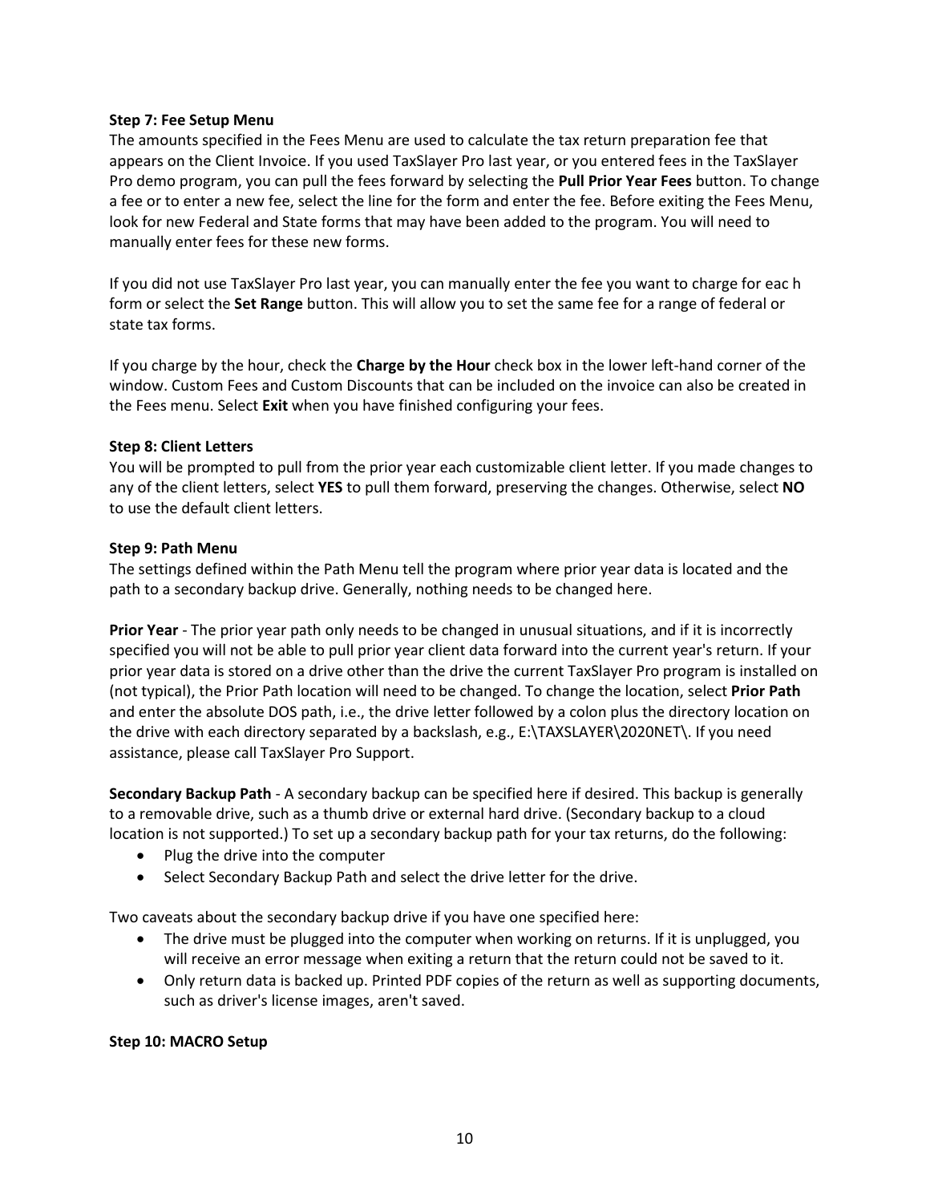**Step 7: Fee Setup Menu**

The amounts specified in the Fees Menu are used to calculate the tax return preparation fee that appears on the Client Invoice. If you used TaxSlayer Pro last year, or you entered fees in the TaxSlayer Pro demo program, you can pull the fees forward by selecting the **Pull Prior Year Fees** button. To change a fee or to enter a new fee, select the line for the form and enter the fee. Before exiting the Fees Menu, look for new Federal and State forms that may have been added to the program. You will need to manually enter fees for these new forms.

If you did not use TaxSlayer Pro last year, you can manually enter the fee you want to charge for eac h form or select the **Set Range** button. This will allow you to set the same fee for a range of federal or state tax forms.

If you charge by the hour, check the **Charge by the Hour** check box in the lower left-hand corner of the window. Custom Fees and Custom Discounts that can be included on the invoice can also be created in the Fees menu. Select **Exit** when you have finished configuring your fees.

**Step 8: Client Letters**

You will be prompted to pull from the prior year each customizable client letter. If you made changes to any of the client letters, select **YES** to pull them forward, preserving the changes. Otherwise, select **NO** to use the default client letters.

**Step 9: Path Menu**

The settings defined within the Path Menu tell the program where prior year data is located and the path to a secondary backup drive. Generally, nothing needs to be changed here.

**Prior Year** - The prior year path only needs to be changed in unusual situations, and if it is incorrectly specified you will not be able to pull prior year client data forward into the current year's return. If your prior year data is stored on a drive other than the drive the current TaxSlayer Pro program is installed on (not typical), the Prior Path location will need to be changed. To change the location, select **Prior Path** and enter the absolute DOS path, i.e., the drive letter followed by a colon plus the directory location on the drive with each directory separated by a backslash, e.g., E:\TAXSLAYER\2020NET\. If you need assistance, please call TaxSlayer Pro Support.

**Secondary Backup Path** - A secondary backup can be specified here if desired. This backup is generally to a removable drive, such as a thumb drive or external hard drive. (Secondary backup to a cloud location is not supported.) To set up a secondary backup path for your tax returns, do the following:

- Plug the drive into the computer
- Select Secondary Backup Path and select the drive letter for the drive.

Two caveats about the secondary backup drive if you have one specified here:

- The drive must be plugged into the computer when working on returns. If it is unplugged, you will receive an error message when exiting a return that the return could not be saved to it.
- Only return data is backed up. Printed PDF copies of the return as well as supporting documents, such as driver's license images, aren't saved.

**Step 10: MACRO Setup**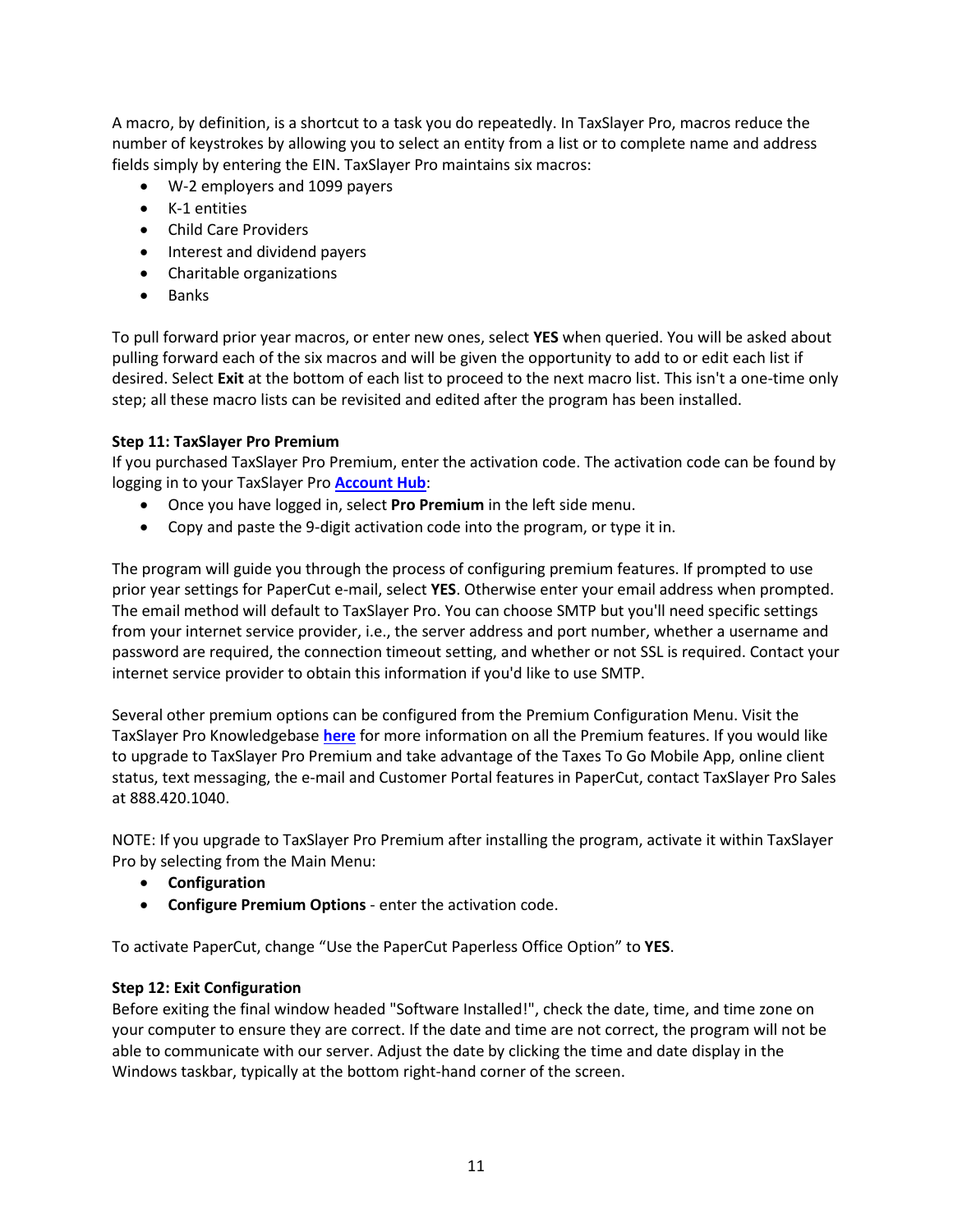A macro, by definition, is a shortcut to a task you do repeatedly. In TaxSlayer Pro, macros reduce the number of keystrokes by allowing you to select an entity from a list or to complete name and address fields simply by entering the EIN. TaxSlayer Pro maintains six macros:

- W-2 employers and 1099 payers
- K-1 entities
- Child Care Providers
- Interest and dividend payers
- Charitable organizations
- Banks

To pull forward prior year macros, or enter new ones, select **YES** when queried. You will be asked about pulling forward each of the six macros and will be given the opportunity to add to or edit each list if desired. Select **Exit** at the bottom of each list to proceed to the next macro list. This isn't a one-time only step; all these macro lists can be revisited and edited after the program has been installed.

**Step 11: TaxSlayer Pro Premium**

If you purchased TaxSlayer Pro Premium, enter the activation code. The activation code can be found by logging in to your TaxSlayer Pro **Account Hub**:

- Once you have logged in, select **Pro Premium** in the left side menu.
- Copy and paste the 9-digit activation code into the program, or type it in.

The program will guide you through the process of configuring premium features. If prompted to use prior year settings for PaperCut e-mail, select **YES**. Otherwise enter your email address when prompted. The email method will default to TaxSlayer Pro. You can choose SMTP but you'll need specific settings from your internet service provider, i.e., the server address and port number, whether a username and password are required, the connection timeout setting, and whether or not SSL is required. Contact your internet service provider to obtain this information if you'd like to use SMTP.

Several other premium options can be configured from the Premium Configuration Menu. Visit the TaxSlayer Pro Knowledgebase **here** for more information on all the Premium features. If you would like to upgrade to TaxSlayer Pro Premium and take advantage of the Taxes To Go Mobile App, online client status, text messaging, the e-mail and Customer Portal features in PaperCut, contact TaxSlayer Pro Sales at 888.420.1040.

NOTE: If you upgrade to TaxSlayer Pro Premium after installing the program, activate it within TaxSlayer Pro by selecting from the Main Menu:

- **Configuration**
- **Configure Premium Options** - enter the activation code.

To activate PaperCut, change "Use the PaperCut Paperless Office Option" to **YES**.

**Step 12: Exit Configuration**

Before exiting the final window headed "Software Installed!", check the date, time, and time zone on your computer to ensure they are correct. If the date and time are not correct, the program will not be able to communicate with our server. Adjust the date by clicking the time and date display in the Windows taskbar, typically at the bottom right-hand corner of the screen.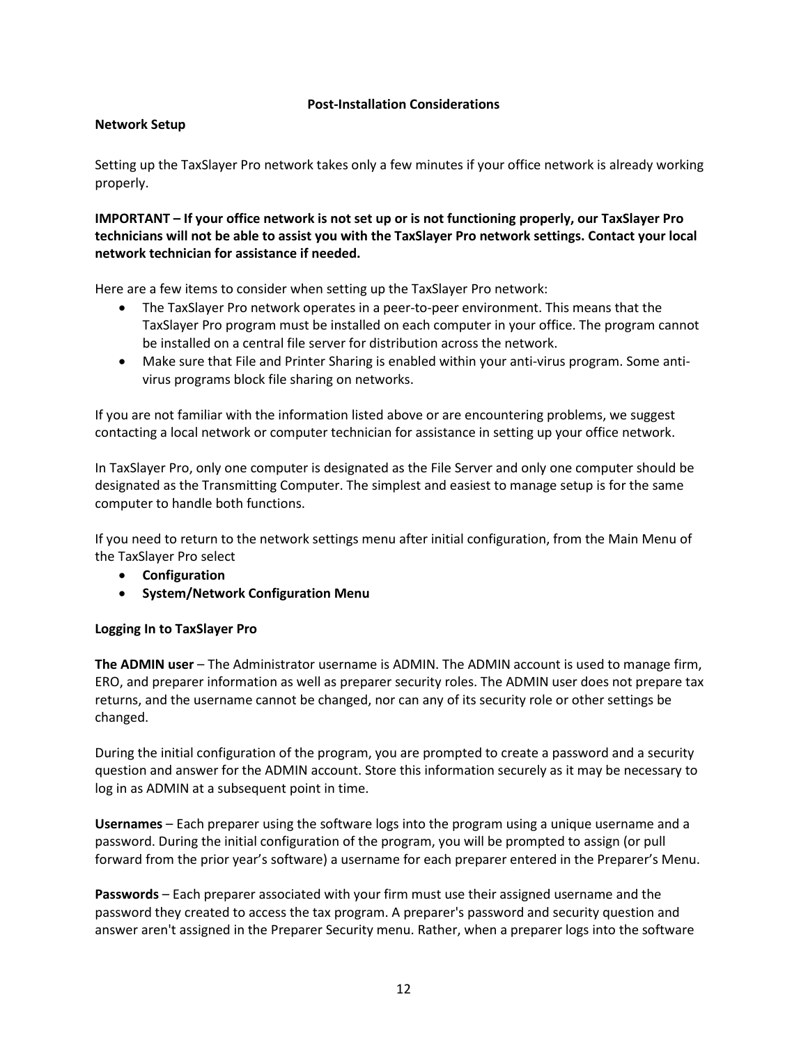## Post-Installation Considerations

### Network Setup

Setting up the TaxSlayer Pro network takes only a few minutes if your office network is already working properly.

**IMPORTANT – If your office network is not set up or is not functioning properly, our TaxSlayer Pro technicians will not be able to assist you with the TaxSlayer Pro network settings. Contact your local network technician for assistance if needed.**

Here are a few items to consider when setting up the TaxSlayer Pro network:

- The TaxSlayer Pro network operates in a peer-to-peer environment. This means that the TaxSlayer Pro program must be installed on each computer in your office. The program cannot be installed on a central file server for distribution across the network.
- Make sure that File and Printer Sharing is enabled within your anti-virus program. Some anti-virus programs block file sharing on networks.

If you are not familiar with the information listed above or are encountering problems, we suggest contacting a local network or computer technician for assistance in setting up your office network.

In TaxSlayer Pro, only one computer is designated as the File Server and only one computer should be designated as the Transmitting Computer. The simplest and easiest to manage setup is for the same computer to handle both functions.

If you need to return to the network settings menu after initial configuration, from the Main Menu of the TaxSlayer Pro select

- **Configuration**
- **System/Network Configuration Menu**

### Logging In to TaxSlayer Pro

**The ADMIN user** – The Administrator username is ADMIN. The ADMIN account is used to manage firm, ERO, and preparer information as well as preparer security roles. The ADMIN user does not prepare tax returns, and the username cannot be changed, nor can any of its security role or other settings be changed.

During the initial configuration of the program, you are prompted to create a password and a security question and answer for the ADMIN account. Store this information securely as it may be necessary to log in as ADMIN at a subsequent point in time.

**Usernames** – Each preparer using the software logs into the program using a unique username and a password. During the initial configuration of the program, you will be prompted to assign (or pull forward from the prior year's software) a username for each preparer entered in the Preparer's Menu.

**Passwords** – Each preparer associated with your firm must use their assigned username and the password they created to access the tax program. A preparer's password and security question and answer aren't assigned in the Preparer Security menu. Rather, when a preparer logs into the software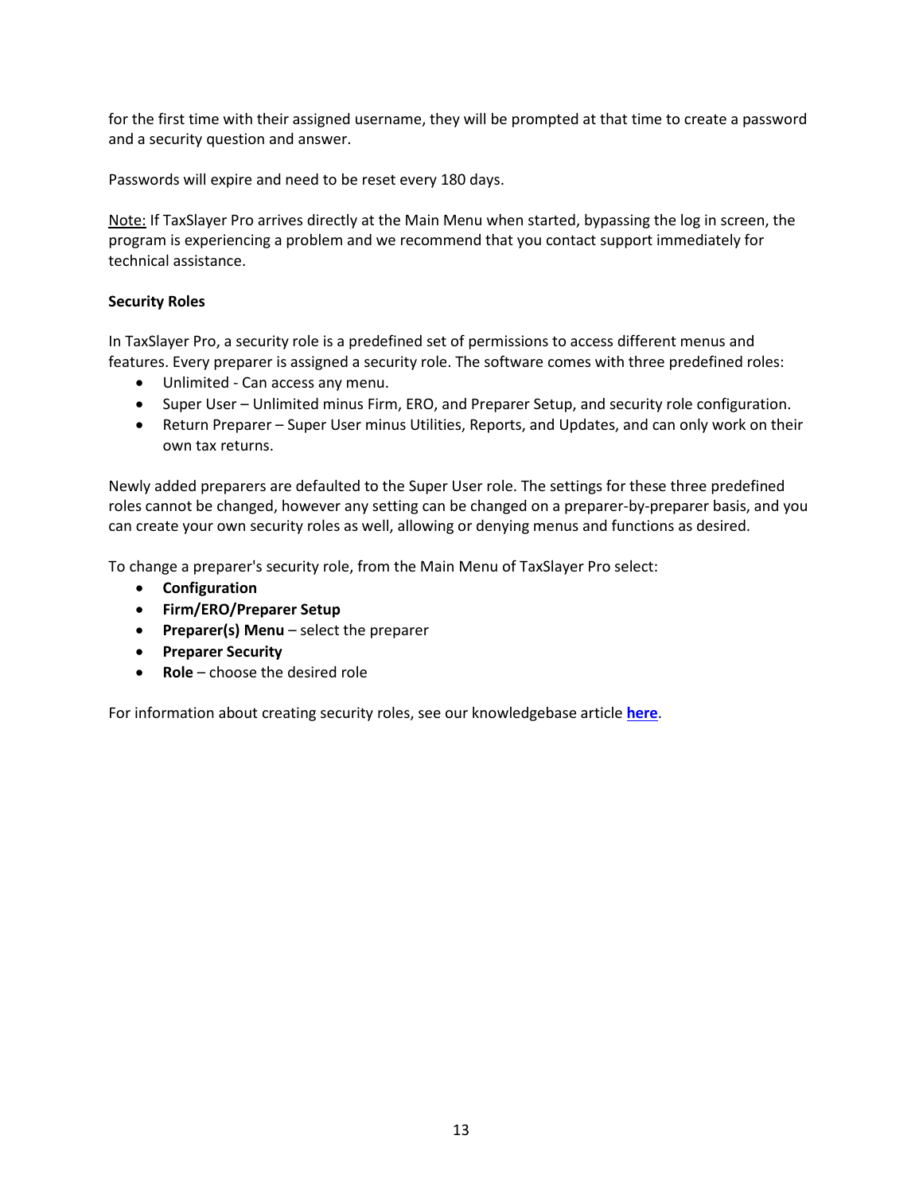for the first time with their assigned username, they will be prompted at that time to create a password and a security question and answer.

Passwords will expire and need to be reset every 180 days.

Note: If TaxSlayer Pro arrives directly at the Main Menu when started, bypassing the log in screen, the program is experiencing a problem and we recommend that you contact support immediately for technical assistance.

**Security Roles**

In TaxSlayer Pro, a security role is a predefined set of permissions to access different menus and features. Every preparer is assigned a security role. The software comes with three predefined roles:

- Unlimited - Can access any menu.
- Super User – Unlimited minus Firm, ERO, and Preparer Setup, and security role configuration.
- Return Preparer – Super User minus Utilities, Reports, and Updates, and can only work on their own tax returns.

Newly added preparers are defaulted to the Super User role. The settings for these three predefined roles cannot be changed, however any setting can be changed on a preparer-by-preparer basis, and you can create your own security roles as well, allowing or denying menus and functions as desired.

To change a preparer's security role, from the Main Menu of TaxSlayer Pro select:

- **Configuration**
- **Firm/ERO/Preparer Setup**
- **Preparer(s) Menu** – select the preparer
- **Preparer Security**
- **Role** – choose the desired role

For information about creating security roles, see our knowledgebase article **here**.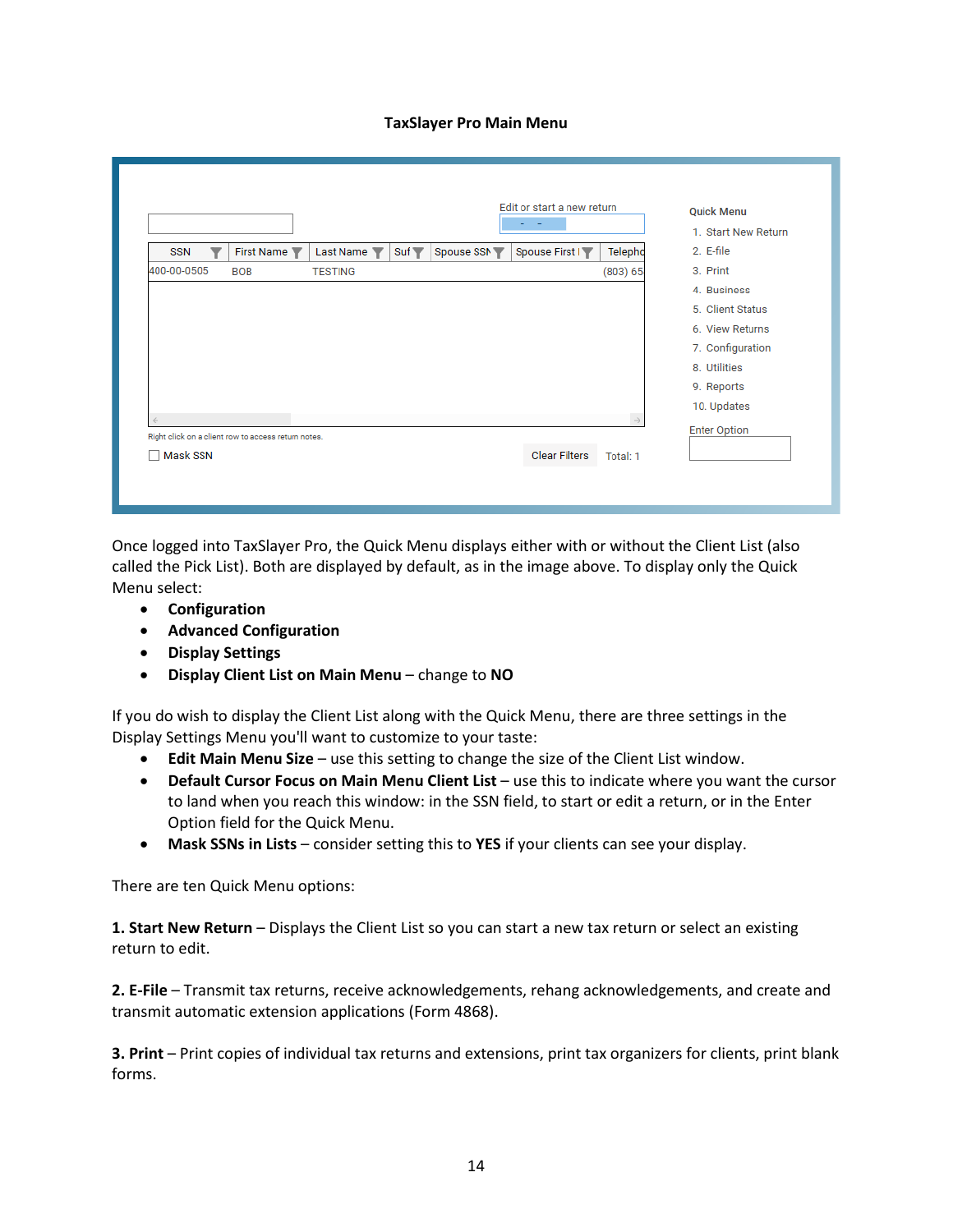**TaxSlayer Pro Main Menu**

Once logged into TaxSlayer Pro, the Quick Menu displays either with or without the Client List (also called the Pick List). Both are displayed by default, as in the image above. To display only the Quick Menu select:

- **Configuration**
- **Advanced Configuration**
- **Display Settings**
- **Display Client List on Main Menu** – change to **NO**

If you do wish to display the Client List along with the Quick Menu, there are three settings in the Display Settings Menu you'll want to customize to your taste:

- **Edit Main Menu Size** – use this setting to change the size of the Client List window.
- **Default Cursor Focus on Main Menu Client List** – use this to indicate where you want the cursor to land when you reach this window: in the SSN field, to start or edit a return, or in the Enter Option field for the Quick Menu.
- **Mask SSNs in Lists** – consider setting this to **YES** if your clients can see your display.

There are ten Quick Menu options:

**1. Start New Return** – Displays the Client List so you can start a new tax return or select an existing return to edit.

**2. E-File** – Transmit tax returns, receive acknowledgements, rehang acknowledgements, and create and transmit automatic extension applications (Form 4868).

**3. Print** – Print copies of individual tax returns and extensions, print tax organizers for clients, print blank forms.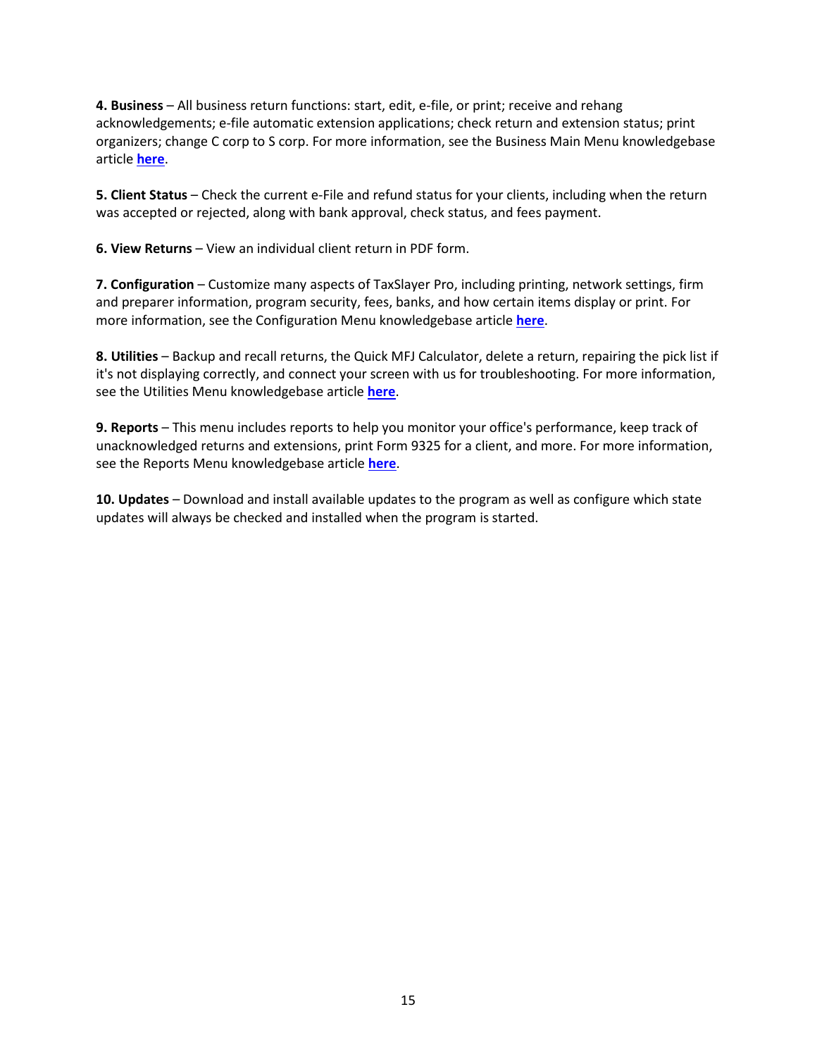**4. Business** – All business return functions: start, edit, e-file, or print; receive and rehang acknowledgements; e-file automatic extension applications; check return and extension status; print organizers; change C corp to S corp. For more information, see the Business Main Menu knowledgebase article **here**.

**5. Client Status** – Check the current e-File and refund status for your clients, including when the return was accepted or rejected, along with bank approval, check status, and fees payment.

**6. View Returns** – View an individual client return in PDF form.

**7. Configuration** – Customize many aspects of TaxSlayer Pro, including printing, network settings, firm and preparer information, program security, fees, banks, and how certain items display or print. For more information, see the Configuration Menu knowledgebase article **here**.

**8. Utilities** – Backup and recall returns, the Quick MFJ Calculator, delete a return, repairing the pick list if it's not displaying correctly, and connect your screen with us for troubleshooting. For more information, see the Utilities Menu knowledgebase article **here**.

**9. Reports** – This menu includes reports to help you monitor your office's performance, keep track of unacknowledged returns and extensions, print Form 9325 for a client, and more. For more information, see the Reports Menu knowledgebase article **here**.

**10. Updates** – Download and install available updates to the program as well as configure which state updates will always be checked and installed when the program is started.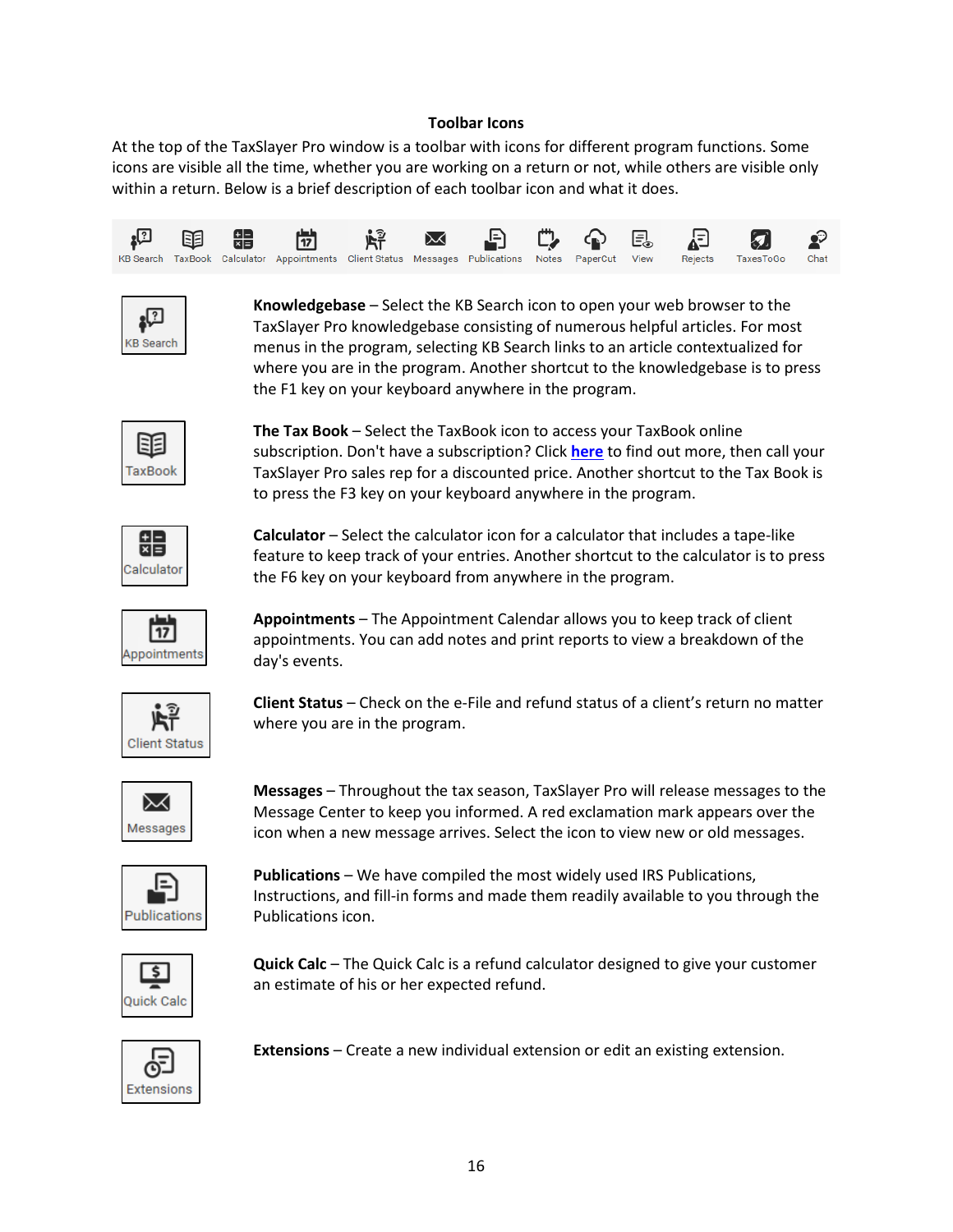**Toolbar Icons**

At the top of the TaxSlayer Pro window is a toolbar with icons for different program functions. Some icons are visible all the time, whether you are working on a return or not, while others are visible only within a return. Below is a brief description of each toolbar icon and what it does.

KB Search | TaxBook | Calculator | Appointments | Client Status | Messages | Publications | Notes | PaperCut | View | Rejects | TaxesToGo | Chat

KB Search

**Knowledgebase** – Select the KB Search icon to open your web browser to the TaxSlayer Pro knowledgebase consisting of numerous helpful articles. For most menus in the program, selecting KB Search links to an article contextualized for where you are in the program. Another shortcut to the knowledgebase is to press the F1 key on your keyboard anywhere in the program.

TaxBook

**The Tax Book** – Select the TaxBook icon to access your TaxBook online subscription. Don't have a subscription? Click here to find out more, then call your TaxSlayer Pro sales rep for a discounted price. Another shortcut to the Tax Book is to press the F3 key on your keyboard anywhere in the program.

Calculator

**Calculator** – Select the calculator icon for a calculator that includes a tape-like feature to keep track of your entries. Another shortcut to the calculator is to press the F6 key on your keyboard from anywhere in the program.

Appointments

**Appointments** – The Appointment Calendar allows you to keep track of client appointments. You can add notes and print reports to view a breakdown of the day's events.

Client Status

**Client Status** – Check on the e-File and refund status of a client's return no matter where you are in the program.

Messages

**Messages** – Throughout the tax season, TaxSlayer Pro will release messages to the Message Center to keep you informed. A red exclamation mark appears over the icon when a new message arrives. Select the icon to view new or old messages.

Publications

**Publications** – We have compiled the most widely used IRS Publications, Instructions, and fill-in forms and made them readily available to you through the Publications icon.

Quick Calc

**Quick Calc** – The Quick Calc is a refund calculator designed to give your customer an estimate of his or her expected refund.

Extensions

**Extensions** – Create a new individual extension or edit an existing extension.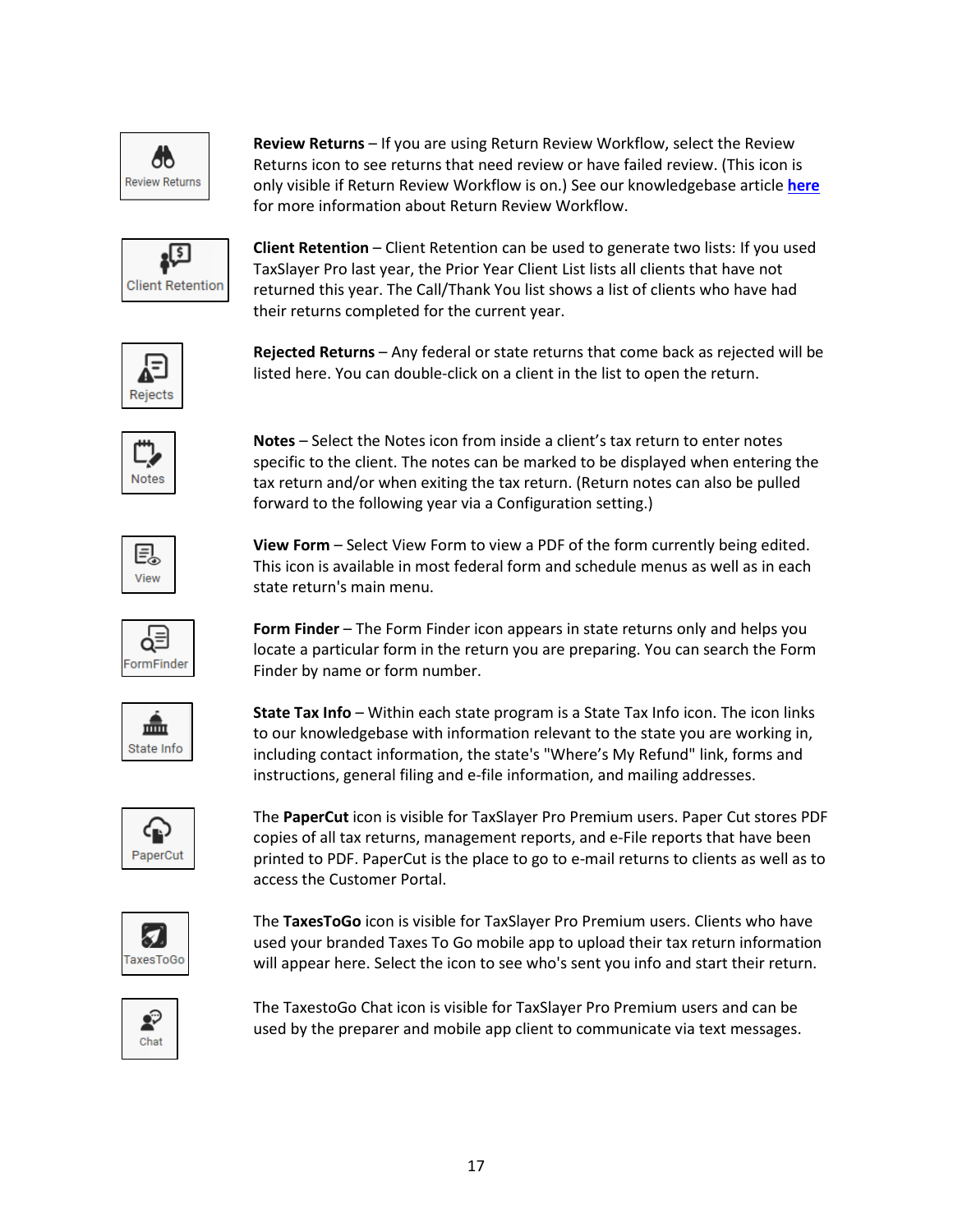**Review Returns** – If you are using Return Review Workflow, select the Review Returns icon to see returns that need review or have failed review. (This icon is only visible if Return Review Workflow is on.) See our knowledgebase article **here** for more information about Return Review Workflow.

**Client Retention** – Client Retention can be used to generate two lists: If you used TaxSlayer Pro last year, the Prior Year Client List lists all clients that have not returned this year. The Call/Thank You list shows a list of clients who have had their returns completed for the current year.

**Rejected Returns** – Any federal or state returns that come back as rejected will be listed here. You can double-click on a client in the list to open the return.

**Notes** – Select the Notes icon from inside a client's tax return to enter notes specific to the client. The notes can be marked to be displayed when entering the tax return and/or when exiting the tax return. (Return notes can also be pulled forward to the following year via a Configuration setting.)

**View Form** – Select View Form to view a PDF of the form currently being edited. This icon is available in most federal form and schedule menus as well as in each state return's main menu.

**Form Finder** – The Form Finder icon appears in state returns only and helps you locate a particular form in the return you are preparing. You can search the Form Finder by name or form number.

**State Tax Info** – Within each state program is a State Tax Info icon. The icon links to our knowledgebase with information relevant to the state you are working in, including contact information, the state's "Where's My Refund" link, forms and instructions, general filing and e-file information, and mailing addresses.

The **PaperCut** icon is visible for TaxSlayer Pro Premium users. Paper Cut stores PDF copies of all tax returns, management reports, and e-File reports that have been printed to PDF. PaperCut is the place to go to e-mail returns to clients as well as to access the Customer Portal.

The **TaxesToGo** icon is visible for TaxSlayer Pro Premium users. Clients who have used your branded Taxes To Go mobile app to upload their tax return information will appear here. Select the icon to see who's sent you info and start their return.

The TaxestoGo Chat icon is visible for TaxSlayer Pro Premium users and can be used by the preparer and mobile app client to communicate via text messages.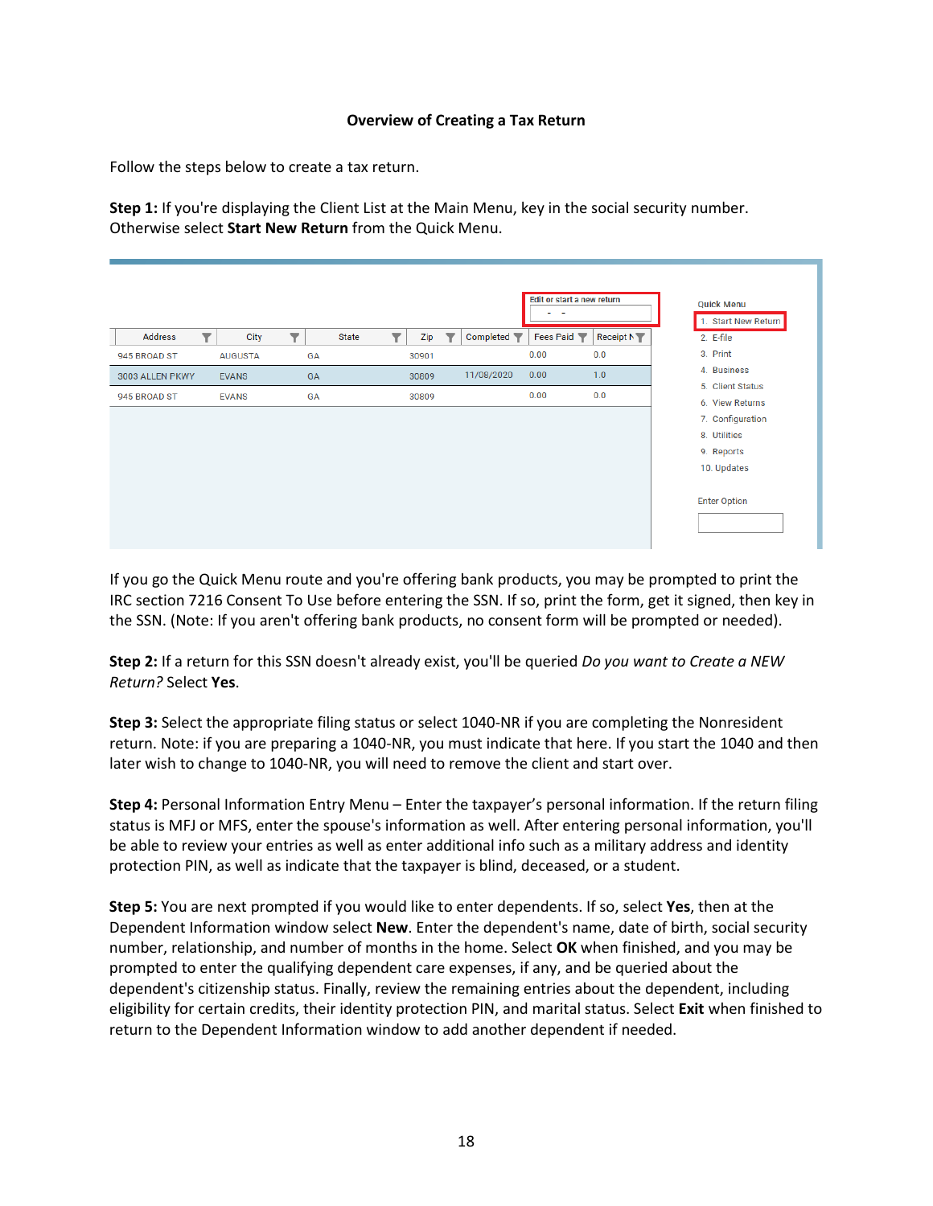**Overview of Creating a Tax Return**

Follow the steps below to create a tax return.

**Step 1:** If you're displaying the Client List at the Main Menu, key in the social security number. Otherwise select **Start New Return** from the Quick Menu.

Edit or start a new return

| Address | City | State | Zip | Completed | Fees Paid | Receipt N |
|---|---|---|---|---|---|---|
| 945 BROAD ST | AUGUSTA | GA | 30901 | | 0.00 | 0.0 |
| 3003 ALLEN PKWY | EVANS | GA | 30809 | 11/08/2020 | 0.00 | 1.0 |
| 945 BROAD ST | EVANS | GA | 30809 | | 0.00 | 0.0 |

Quick Menu
1. Start New Return
2. E-file
3. Print
4. Business
5. Client Status
6. View Returns
7. Configuration
8. Utilities
9. Reports
10. Updates

Enter Option

If you go the Quick Menu route and you're offering bank products, you may be prompted to print the IRC section 7216 Consent To Use before entering the SSN. If so, print the form, get it signed, then key in the SSN. (Note: If you aren't offering bank products, no consent form will be prompted or needed).

**Step 2:** If a return for this SSN doesn't already exist, you'll be queried *Do you want to Create a NEW Return?* Select **Yes**.

**Step 3:** Select the appropriate filing status or select 1040-NR if you are completing the Nonresident return. Note: if you are preparing a 1040-NR, you must indicate that here. If you start the 1040 and then later wish to change to 1040-NR, you will need to remove the client and start over.

**Step 4:** Personal Information Entry Menu – Enter the taxpayer's personal information. If the return filing status is MFJ or MFS, enter the spouse's information as well. After entering personal information, you'll be able to review your entries as well as enter additional info such as a military address and identity protection PIN, as well as indicate that the taxpayer is blind, deceased, or a student.

**Step 5:** You are next prompted if you would like to enter dependents. If so, select **Yes**, then at the Dependent Information window select **New**. Enter the dependent's name, date of birth, social security number, relationship, and number of months in the home. Select **OK** when finished, and you may be prompted to enter the qualifying dependent care expenses, if any, and be queried about the dependent's citizenship status. Finally, review the remaining entries about the dependent, including eligibility for certain credits, their identity protection PIN, and marital status. Select **Exit** when finished to return to the Dependent Information window to add another dependent if needed.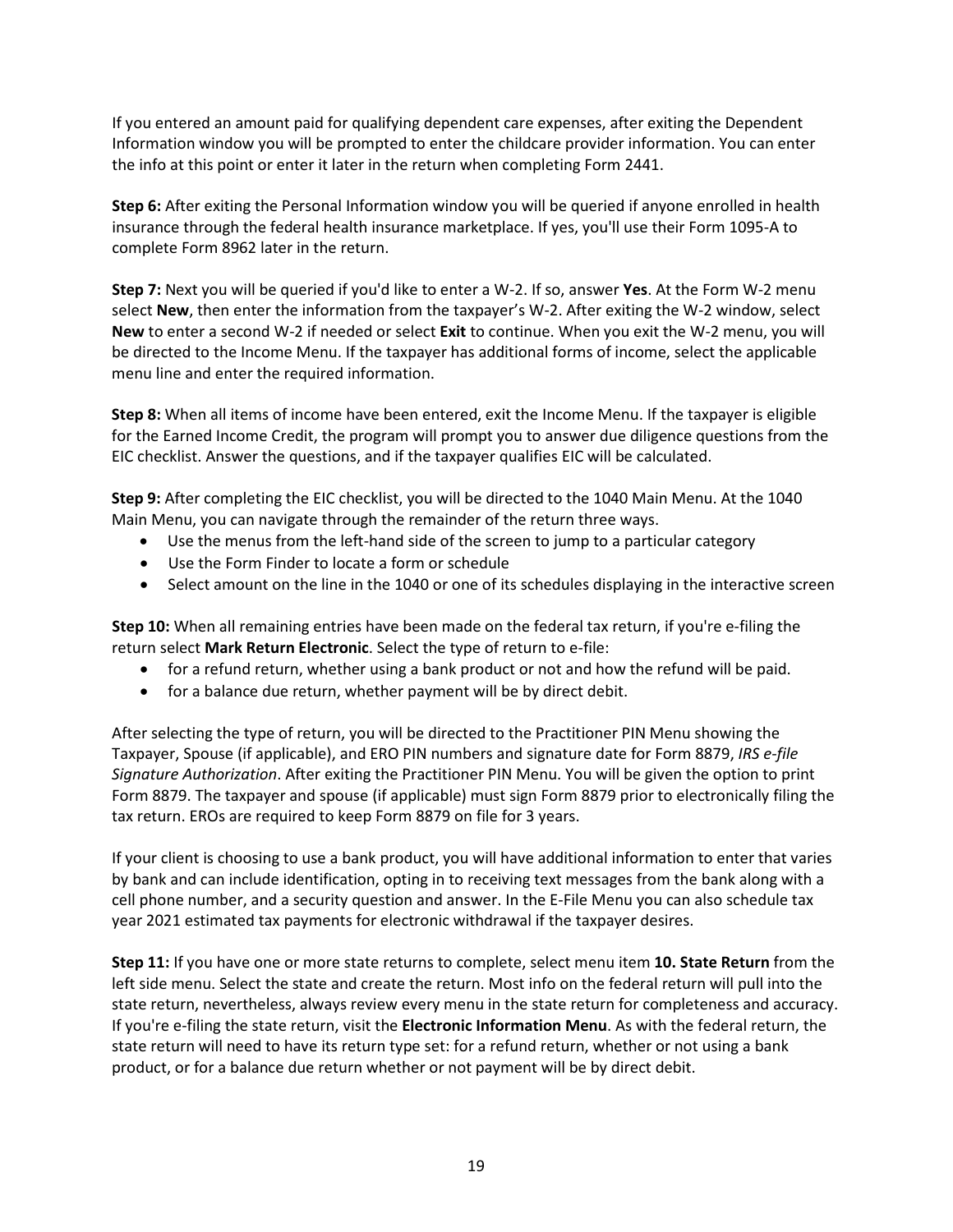If you entered an amount paid for qualifying dependent care expenses, after exiting the Dependent Information window you will be prompted to enter the childcare provider information. You can enter the info at this point or enter it later in the return when completing Form 2441.

**Step 6:** After exiting the Personal Information window you will be queried if anyone enrolled in health insurance through the federal health insurance marketplace. If yes, you'll use their Form 1095-A to complete Form 8962 later in the return.

**Step 7:** Next you will be queried if you'd like to enter a W-2. If so, answer **Yes**. At the Form W-2 menu select **New**, then enter the information from the taxpayer's W-2. After exiting the W-2 window, select **New** to enter a second W-2 if needed or select **Exit** to continue. When you exit the W-2 menu, you will be directed to the Income Menu. If the taxpayer has additional forms of income, select the applicable menu line and enter the required information.

**Step 8:** When all items of income have been entered, exit the Income Menu. If the taxpayer is eligible for the Earned Income Credit, the program will prompt you to answer due diligence questions from the EIC checklist. Answer the questions, and if the taxpayer qualifies EIC will be calculated.

**Step 9:** After completing the EIC checklist, you will be directed to the 1040 Main Menu. At the 1040 Main Menu, you can navigate through the remainder of the return three ways.

- Use the menus from the left-hand side of the screen to jump to a particular category
- Use the Form Finder to locate a form or schedule
- Select amount on the line in the 1040 or one of its schedules displaying in the interactive screen

**Step 10:** When all remaining entries have been made on the federal tax return, if you're e-filing the return select **Mark Return Electronic**. Select the type of return to e-file:

- for a refund return, whether using a bank product or not and how the refund will be paid.
- for a balance due return, whether payment will be by direct debit.

After selecting the type of return, you will be directed to the Practitioner PIN Menu showing the Taxpayer, Spouse (if applicable), and ERO PIN numbers and signature date for Form 8879, *IRS e-file Signature Authorization*. After exiting the Practitioner PIN Menu. You will be given the option to print Form 8879. The taxpayer and spouse (if applicable) must sign Form 8879 prior to electronically filing the tax return. EROs are required to keep Form 8879 on file for 3 years.

If your client is choosing to use a bank product, you will have additional information to enter that varies by bank and can include identification, opting in to receiving text messages from the bank along with a cell phone number, and a security question and answer. In the E-File Menu you can also schedule tax year 2021 estimated tax payments for electronic withdrawal if the taxpayer desires.

**Step 11:** If you have one or more state returns to complete, select menu item **10. State Return** from the left side menu. Select the state and create the return. Most info on the federal return will pull into the state return, nevertheless, always review every menu in the state return for completeness and accuracy. If you're e-filing the state return, visit the **Electronic Information Menu**. As with the federal return, the state return will need to have its return type set: for a refund return, whether or not using a bank product, or for a balance due return whether or not payment will be by direct debit.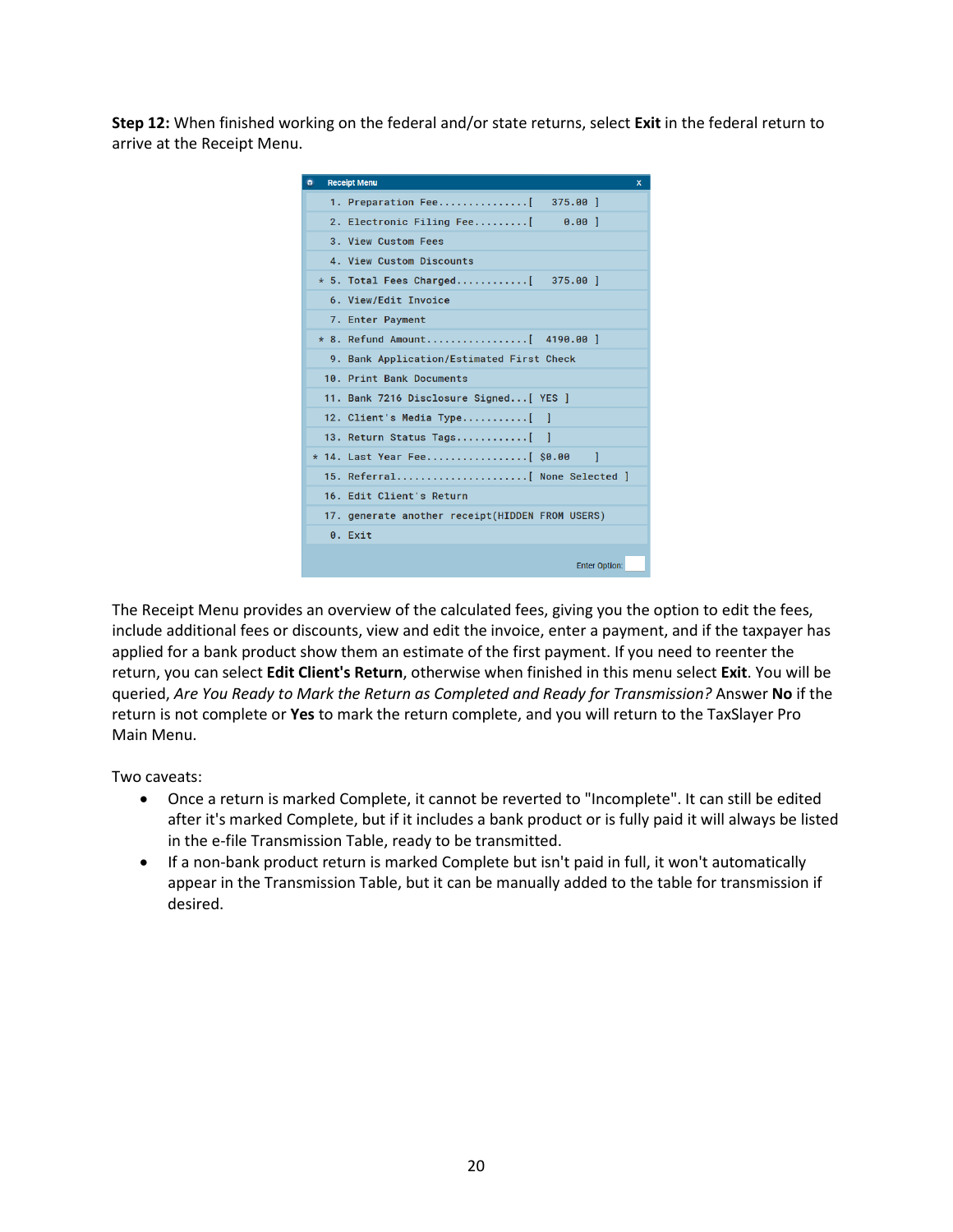**Step 12:** When finished working on the federal and/or state returns, select **Exit** in the federal return to arrive at the Receipt Menu.

```
Receipt Menu                                          x
    1. Preparation Fee...............[   375.00 ]
    2. Electronic Filing Fee.........[     0.00 ]
    3. View Custom Fees
    4. View Custom Discounts
  * 5. Total Fees Charged............[   375.00 ]
    6. View/Edit Invoice
    7. Enter Payment
  * 8. Refund Amount.................[  4190.00 ]
    9. Bank Application/Estimated First Check
   10. Print Bank Documents
   11. Bank 7216 Disclosure Signed...[ YES ]
   12. Client's Media Type...........[  ]
   13. Return Status Tags............[  ]
 * 14. Last Year Fee.................[ $0.00    ]
   15. Referral......................[ None Selected ]
   16. Edit Client's Return
   17. generate another receipt(HIDDEN FROM USERS)
    0. Exit
                                          Enter Option:
```

The Receipt Menu provides an overview of the calculated fees, giving you the option to edit the fees, include additional fees or discounts, view and edit the invoice, enter a payment, and if the taxpayer has applied for a bank product show them an estimate of the first payment. If you need to reenter the return, you can select **Edit Client's Return**, otherwise when finished in this menu select **Exit**. You will be queried, *Are You Ready to Mark the Return as Completed and Ready for Transmission?* Answer **No** if the return is not complete or **Yes** to mark the return complete, and you will return to the TaxSlayer Pro Main Menu.

Two caveats:

- Once a return is marked Complete, it cannot be reverted to "Incomplete". It can still be edited after it's marked Complete, but if it includes a bank product or is fully paid it will always be listed in the e-file Transmission Table, ready to be transmitted.
- If a non-bank product return is marked Complete but isn't paid in full, it won't automatically appear in the Transmission Table, but it can be manually added to the table for transmission if desired.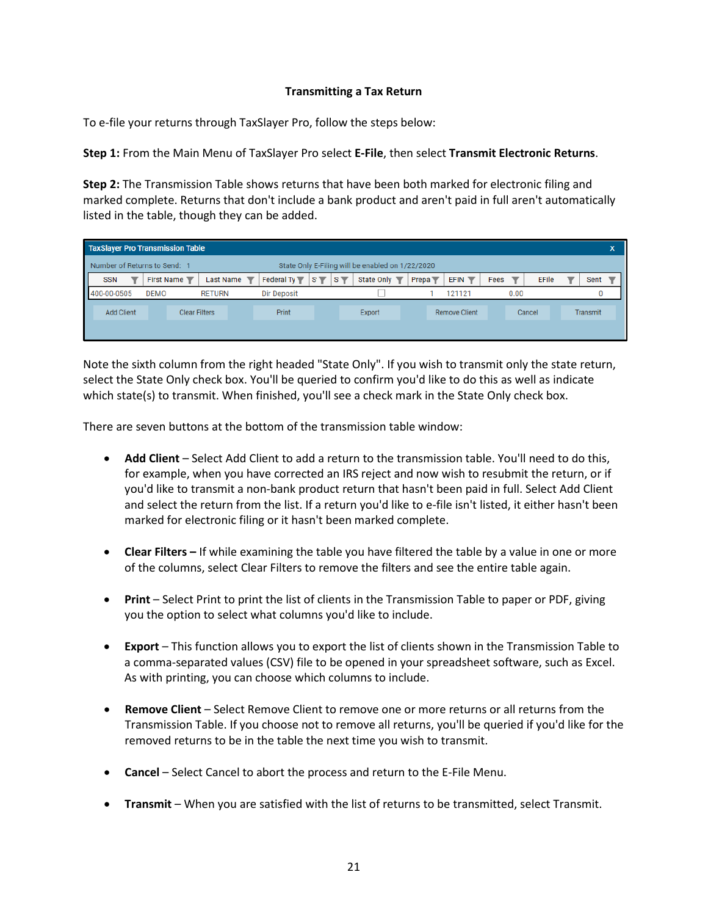**Transmitting a Tax Return**

To e-file your returns through TaxSlayer Pro, follow the steps below:

**Step 1:** From the Main Menu of TaxSlayer Pro select **E-File**, then select **Transmit Electronic Returns**.

**Step 2:** The Transmission Table shows returns that have been both marked for electronic filing and marked complete. Returns that don't include a bank product and aren't paid in full aren't automatically listed in the table, though they can be added.

TaxSlayer Pro Transmission Table

Number of Returns to Send: 1 &nbsp;&nbsp;&nbsp;&nbsp; State Only E-Filing will be enabled on 1/22/2020

| SSN | First Name | Last Name | Federal Ty | S | S | State Only | Prepa | EFIN | Fees | EFile | Sent |
|---|---|---|---|---|---|---|---|---|---|---|---|
| 400-00-0505 | DEMO | RETURN | Dir Deposit | | | ☐ | 1 | 121121 | 0.00 | | 0 |

Add Client | Clear Filters | Print | Export | Remove Client | Cancel | Transmit

Note the sixth column from the right headed "State Only". If you wish to transmit only the state return, select the State Only check box. You'll be queried to confirm you'd like to do this as well as indicate which state(s) to transmit. When finished, you'll see a check mark in the State Only check box.

There are seven buttons at the bottom of the transmission table window:

- **Add Client** – Select Add Client to add a return to the transmission table. You'll need to do this, for example, when you have corrected an IRS reject and now wish to resubmit the return, or if you'd like to transmit a non-bank product return that hasn't been paid in full. Select Add Client and select the return from the list. If a return you'd like to e-file isn't listed, it either hasn't been marked for electronic filing or it hasn't been marked complete.

- **Clear Filters –** If while examining the table you have filtered the table by a value in one or more of the columns, select Clear Filters to remove the filters and see the entire table again.

- **Print** – Select Print to print the list of clients in the Transmission Table to paper or PDF, giving you the option to select what columns you'd like to include.

- **Export** – This function allows you to export the list of clients shown in the Transmission Table to a comma-separated values (CSV) file to be opened in your spreadsheet software, such as Excel. As with printing, you can choose which columns to include.

- **Remove Client** – Select Remove Client to remove one or more returns or all returns from the Transmission Table. If you choose not to remove all returns, you'll be queried if you'd like for the removed returns to be in the table the next time you wish to transmit.

- **Cancel** – Select Cancel to abort the process and return to the E-File Menu.

- **Transmit** – When you are satisfied with the list of returns to be transmitted, select Transmit.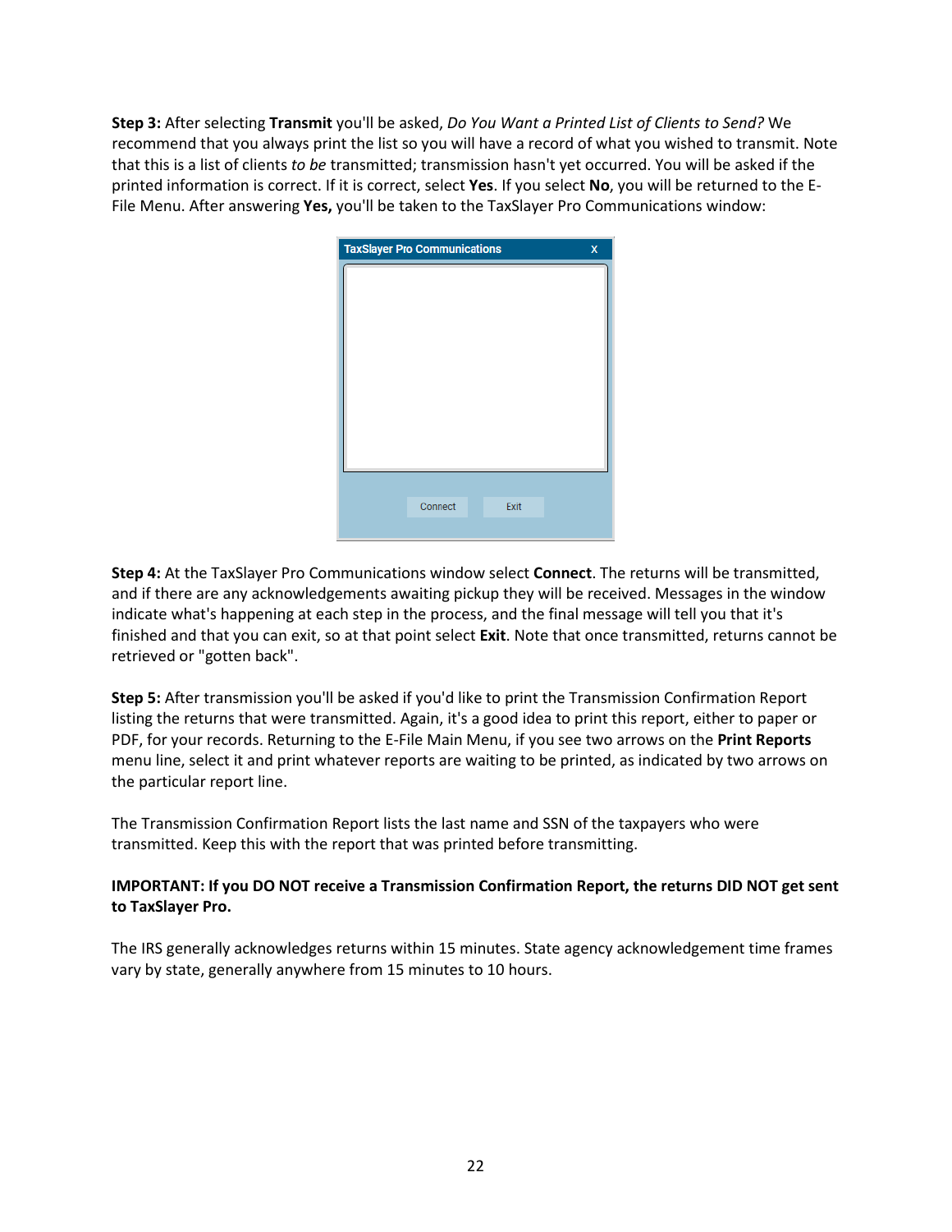**Step 3:** After selecting **Transmit** you'll be asked, *Do You Want a Printed List of Clients to Send?* We recommend that you always print the list so you will have a record of what you wished to transmit. Note that this is a list of clients *to be* transmitted; transmission hasn't yet occurred. You will be asked if the printed information is correct. If it is correct, select **Yes**. If you select **No**, you will be returned to the E-File Menu. After answering **Yes,** you'll be taken to the TaxSlayer Pro Communications window:

**Step 4:** At the TaxSlayer Pro Communications window select **Connect**. The returns will be transmitted, and if there are any acknowledgements awaiting pickup they will be received. Messages in the window indicate what's happening at each step in the process, and the final message will tell you that it's finished and that you can exit, so at that point select **Exit**. Note that once transmitted, returns cannot be retrieved or "gotten back".

**Step 5:** After transmission you'll be asked if you'd like to print the Transmission Confirmation Report listing the returns that were transmitted. Again, it's a good idea to print this report, either to paper or PDF, for your records. Returning to the E-File Main Menu, if you see two arrows on the **Print Reports** menu line, select it and print whatever reports are waiting to be printed, as indicated by two arrows on the particular report line.

The Transmission Confirmation Report lists the last name and SSN of the taxpayers who were transmitted. Keep this with the report that was printed before transmitting.

**IMPORTANT: If you DO NOT receive a Transmission Confirmation Report, the returns DID NOT get sent to TaxSlayer Pro.**

The IRS generally acknowledges returns within 15 minutes. State agency acknowledgement time frames vary by state, generally anywhere from 15 minutes to 10 hours.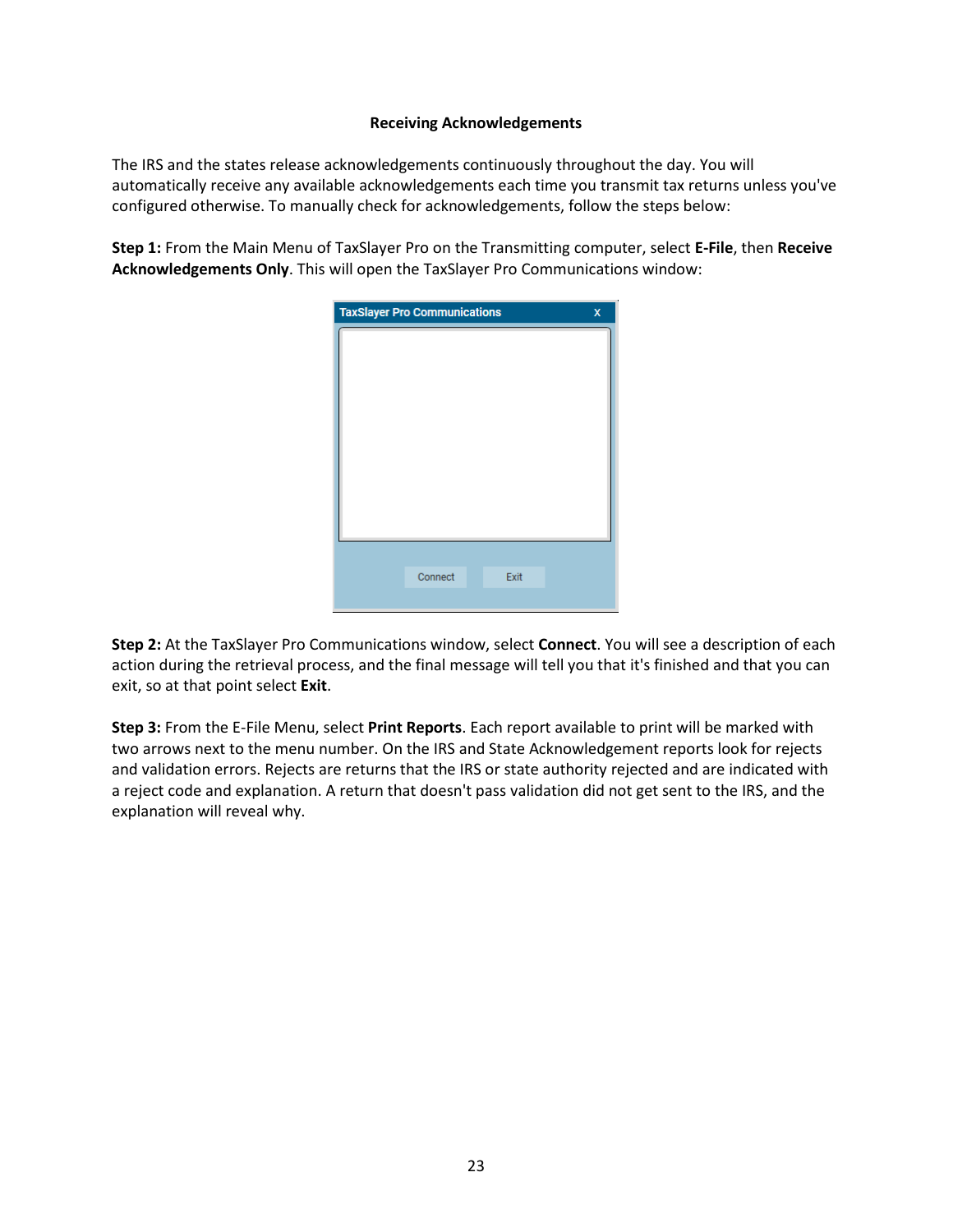### Receiving Acknowledgements

The IRS and the states release acknowledgements continuously throughout the day. You will automatically receive any available acknowledgements each time you transmit tax returns unless you've configured otherwise. To manually check for acknowledgements, follow the steps below:

**Step 1:** From the Main Menu of TaxSlayer Pro on the Transmitting computer, select **E-File**, then **Receive Acknowledgements Only**. This will open the TaxSlayer Pro Communications window:

**Step 2:** At the TaxSlayer Pro Communications window, select **Connect**. You will see a description of each action during the retrieval process, and the final message will tell you that it's finished and that you can exit, so at that point select **Exit**.

**Step 3:** From the E-File Menu, select **Print Reports**. Each report available to print will be marked with two arrows next to the menu number. On the IRS and State Acknowledgement reports look for rejects and validation errors. Rejects are returns that the IRS or state authority rejected and are indicated with a reject code and explanation. A return that doesn't pass validation did not get sent to the IRS, and the explanation will reveal why.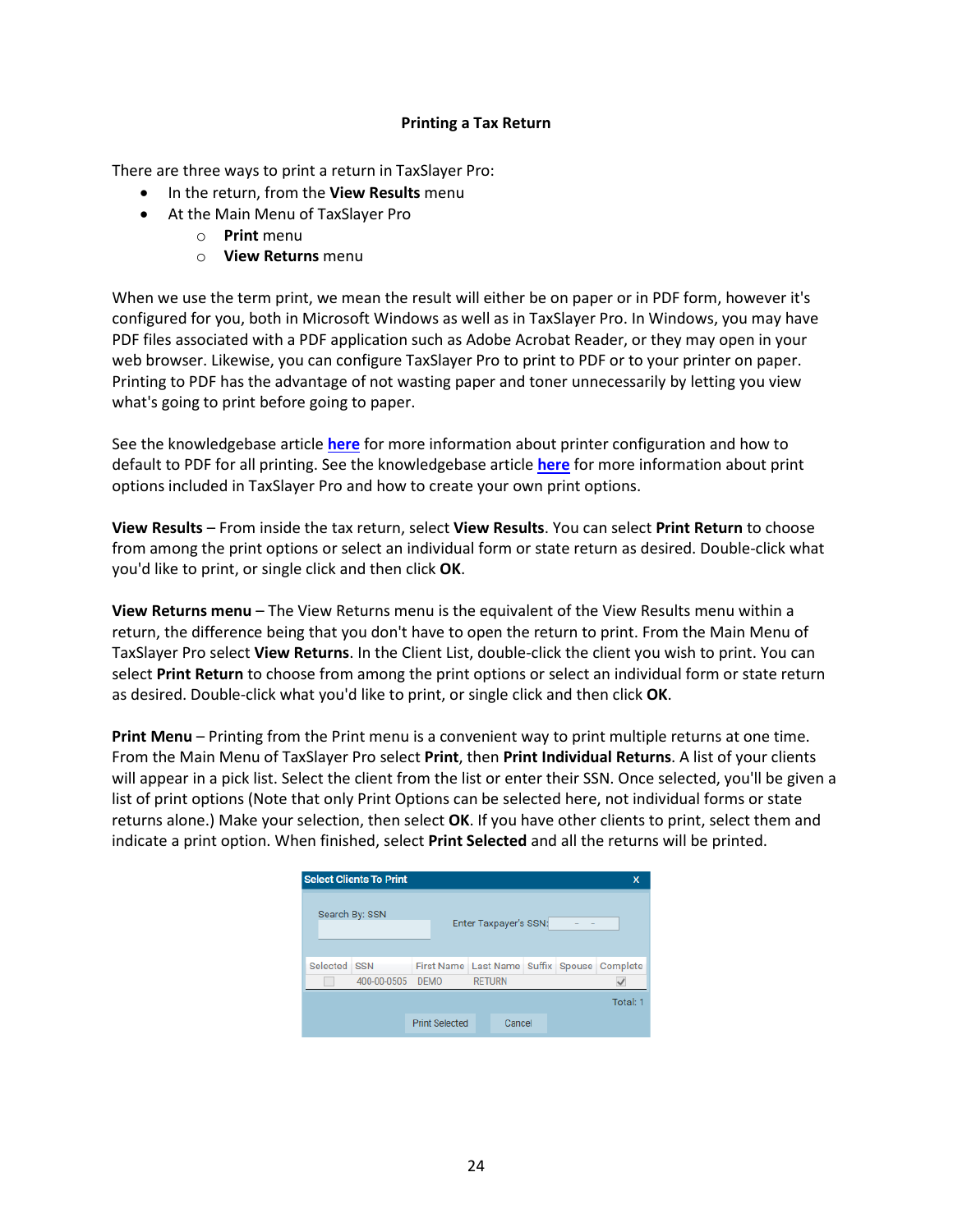## Printing a Tax Return

There are three ways to print a return in TaxSlayer Pro:

- In the return, from the **View Results** menu
- At the Main Menu of TaxSlayer Pro
  - **Print** menu
  - **View Returns** menu

When we use the term print, we mean the result will either be on paper or in PDF form, however it's configured for you, both in Microsoft Windows as well as in TaxSlayer Pro. In Windows, you may have PDF files associated with a PDF application such as Adobe Acrobat Reader, or they may open in your web browser. Likewise, you can configure TaxSlayer Pro to print to PDF or to your printer on paper. Printing to PDF has the advantage of not wasting paper and toner unnecessarily by letting you view what's going to print before going to paper.

See the knowledgebase article **here** for more information about printer configuration and how to default to PDF for all printing. See the knowledgebase article **here** for more information about print options included in TaxSlayer Pro and how to create your own print options.

**View Results** – From inside the tax return, select **View Results**. You can select **Print Return** to choose from among the print options or select an individual form or state return as desired. Double-click what you'd like to print, or single click and then click **OK**.

**View Returns menu** – The View Returns menu is the equivalent of the View Results menu within a return, the difference being that you don't have to open the return to print. From the Main Menu of TaxSlayer Pro select **View Returns**. In the Client List, double-click the client you wish to print. You can select **Print Return** to choose from among the print options or select an individual form or state return as desired. Double-click what you'd like to print, or single click and then click **OK**.

**Print Menu** – Printing from the Print menu is a convenient way to print multiple returns at one time. From the Main Menu of TaxSlayer Pro select **Print**, then **Print Individual Returns**. A list of your clients will appear in a pick list. Select the client from the list or enter their SSN. Once selected, you'll be given a list of print options (Note that only Print Options can be selected here, not individual forms or state returns alone.) Make your selection, then select **OK**. If you have other clients to print, select them and indicate a print option. When finished, select **Print Selected** and all the returns will be printed.

**Select Clients To Print**

Search By: SSN

Enter Taxpayer's SSN: - -

| Selected | SSN | First Name | Last Name | Suffix | Spouse | Complete |
|---|---|---|---|---|---|---|
| ☐ | 400-00-0505 | DEMO | RETURN | | | ☑ |

Total: 1

Print Selected | Cancel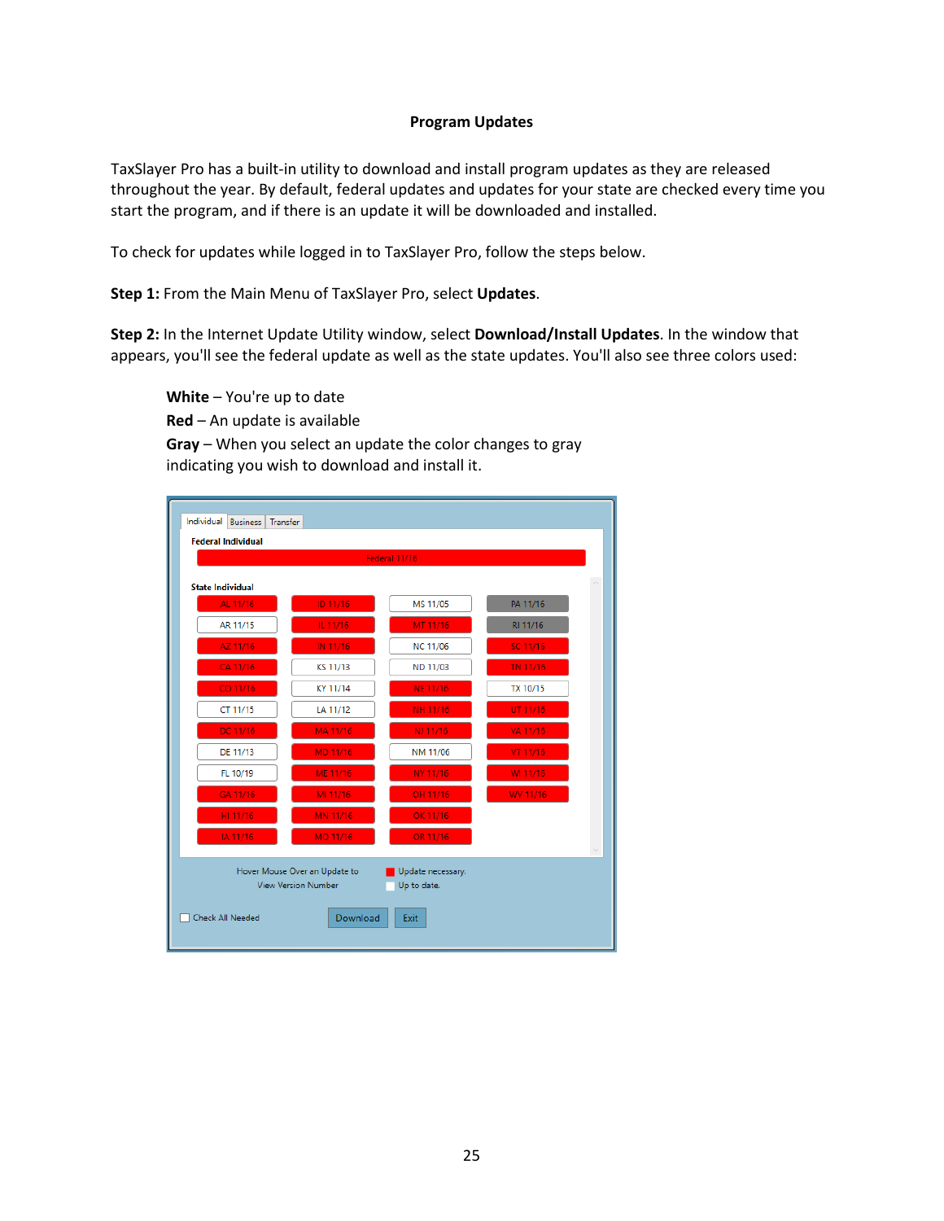# Program Updates

TaxSlayer Pro has a built-in utility to download and install program updates as they are released throughout the year. By default, federal updates and updates for your state are checked every time you start the program, and if there is an update it will be downloaded and installed.

To check for updates while logged in to TaxSlayer Pro, follow the steps below.

**Step 1:** From the Main Menu of TaxSlayer Pro, select **Updates**.

**Step 2:** In the Internet Update Utility window, select **Download/Install Updates**. In the window that appears, you'll see the federal update as well as the state updates. You'll also see three colors used:

> **White** – You're up to date
> **Red** – An update is available
> **Gray** – When you select an update the color changes to gray indicating you wish to download and install it.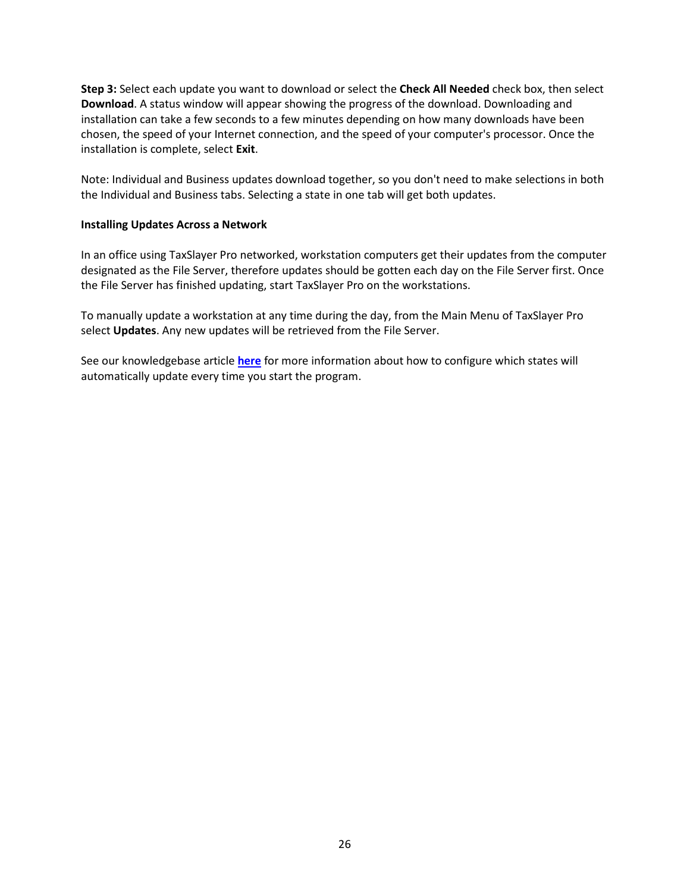**Step 3:** Select each update you want to download or select the **Check All Needed** check box, then select **Download**. A status window will appear showing the progress of the download. Downloading and installation can take a few seconds to a few minutes depending on how many downloads have been chosen, the speed of your Internet connection, and the speed of your computer's processor. Once the installation is complete, select **Exit**.

Note: Individual and Business updates download together, so you don't need to make selections in both the Individual and Business tabs. Selecting a state in one tab will get both updates.

**Installing Updates Across a Network**

In an office using TaxSlayer Pro networked, workstation computers get their updates from the computer designated as the File Server, therefore updates should be gotten each day on the File Server first. Once the File Server has finished updating, start TaxSlayer Pro on the workstations.

To manually update a workstation at any time during the day, from the Main Menu of TaxSlayer Pro select **Updates**. Any new updates will be retrieved from the File Server.

See our knowledgebase article **here** for more information about how to configure which states will automatically update every time you start the program.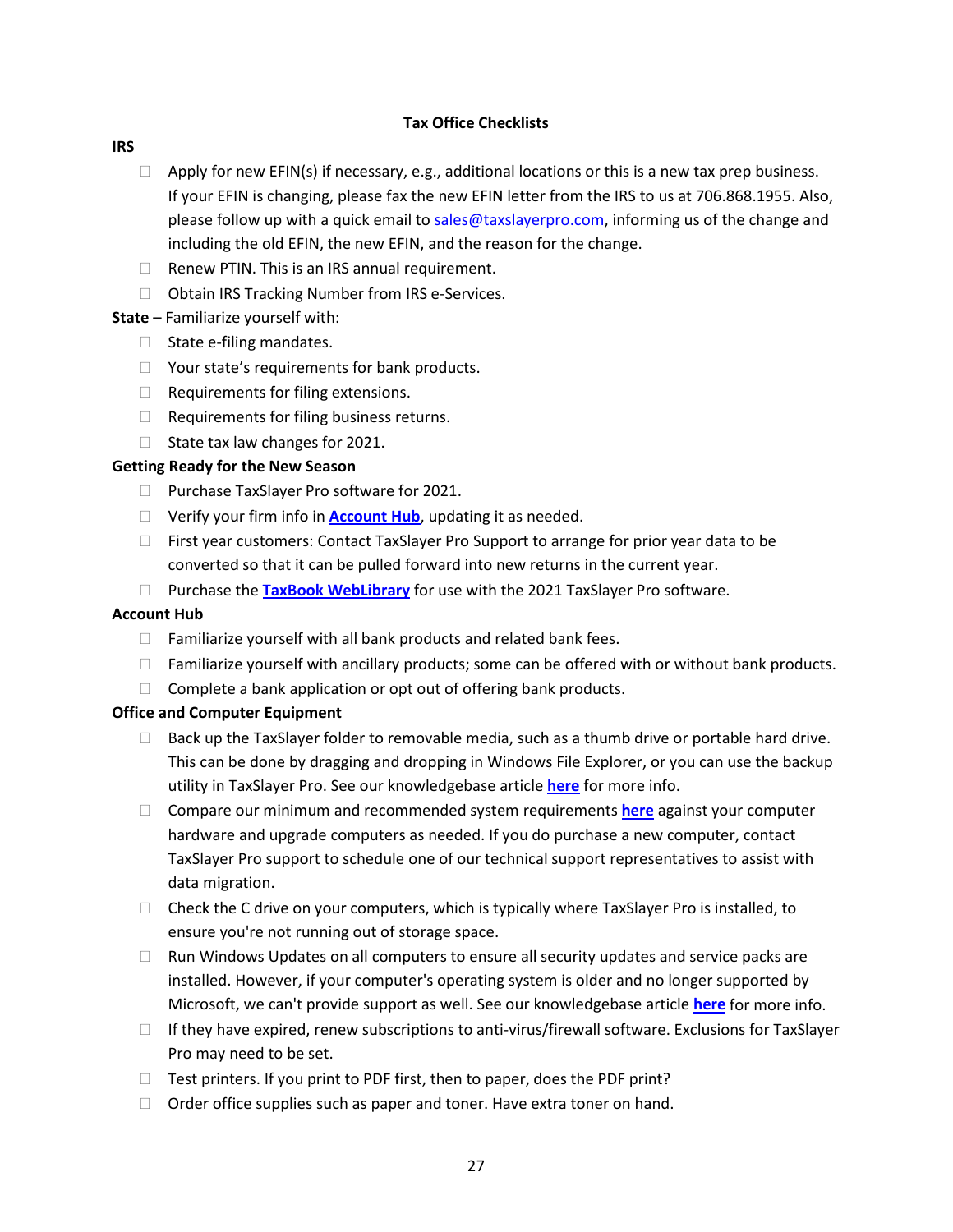## Tax Office Checklists

**IRS**

- ☐ Apply for new EFIN(s) if necessary, e.g., additional locations or this is a new tax prep business. If your EFIN is changing, please fax the new EFIN letter from the IRS to us at 706.868.1955. Also, please follow up with a quick email to sales@taxslayerpro.com, informing us of the change and including the old EFIN, the new EFIN, and the reason for the change.
- ☐ Renew PTIN. This is an IRS annual requirement.
- ☐ Obtain IRS Tracking Number from IRS e-Services.

**State** – Familiarize yourself with:

- ☐ State e-filing mandates.
- ☐ Your state's requirements for bank products.
- ☐ Requirements for filing extensions.
- ☐ Requirements for filing business returns.
- ☐ State tax law changes for 2021.

**Getting Ready for the New Season**

- ☐ Purchase TaxSlayer Pro software for 2021.
- ☐ Verify your firm info in **Account Hub**, updating it as needed.
- ☐ First year customers: Contact TaxSlayer Pro Support to arrange for prior year data to be converted so that it can be pulled forward into new returns in the current year.
- ☐ Purchase the **TaxBook WebLibrary** for use with the 2021 TaxSlayer Pro software.

**Account Hub**

- ☐ Familiarize yourself with all bank products and related bank fees.
- ☐ Familiarize yourself with ancillary products; some can be offered with or without bank products.
- ☐ Complete a bank application or opt out of offering bank products.

**Office and Computer Equipment**

- ☐ Back up the TaxSlayer folder to removable media, such as a thumb drive or portable hard drive. This can be done by dragging and dropping in Windows File Explorer, or you can use the backup utility in TaxSlayer Pro. See our knowledgebase article **here** for more info.
- ☐ Compare our minimum and recommended system requirements **here** against your computer hardware and upgrade computers as needed. If you do purchase a new computer, contact TaxSlayer Pro support to schedule one of our technical support representatives to assist with data migration.
- ☐ Check the C drive on your computers, which is typically where TaxSlayer Pro is installed, to ensure you're not running out of storage space.
- ☐ Run Windows Updates on all computers to ensure all security updates and service packs are installed. However, if your computer's operating system is older and no longer supported by Microsoft, we can't provide support as well. See our knowledgebase article **here** for more info.
- ☐ If they have expired, renew subscriptions to anti-virus/firewall software. Exclusions for TaxSlayer Pro may need to be set.
- ☐ Test printers. If you print to PDF first, then to paper, does the PDF print?
- ☐ Order office supplies such as paper and toner. Have extra toner on hand.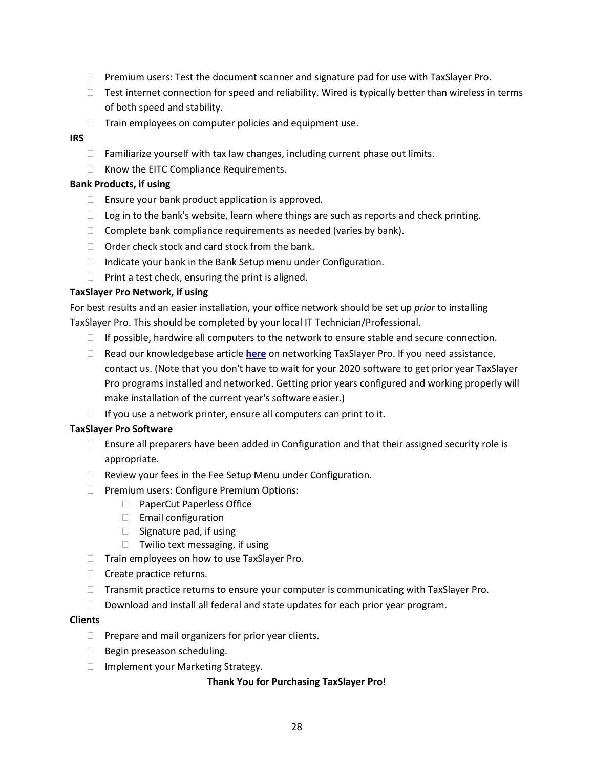- Premium users: Test the document scanner and signature pad for use with TaxSlayer Pro.
- Test internet connection for speed and reliability. Wired is typically better than wireless in terms of both speed and stability.
- Train employees on computer policies and equipment use.

**IRS**

- Familiarize yourself with tax law changes, including current phase out limits.
- Know the EITC Compliance Requirements.

**Bank Products, if using**

- Ensure your bank product application is approved.
- Log in to the bank's website, learn where things are such as reports and check printing.
- Complete bank compliance requirements as needed (varies by bank).
- Order check stock and card stock from the bank.
- Indicate your bank in the Bank Setup menu under Configuration.
- Print a test check, ensuring the print is aligned.

**TaxSlayer Pro Network, if using**

For best results and an easier installation, your office network should be set up *prior* to installing TaxSlayer Pro. This should be completed by your local IT Technician/Professional.

- If possible, hardwire all computers to the network to ensure stable and secure connection.
- Read our knowledgebase article **here** on networking TaxSlayer Pro. If you need assistance, contact us. (Note that you don't have to wait for your 2020 software to get prior year TaxSlayer Pro programs installed and networked. Getting prior years configured and working properly will make installation of the current year's software easier.)
- If you use a network printer, ensure all computers can print to it.

**TaxSlayer Pro Software**

- Ensure all preparers have been added in Configuration and that their assigned security role is appropriate.
- Review your fees in the Fee Setup Menu under Configuration.
- Premium users: Configure Premium Options:
  - PaperCut Paperless Office
  - Email configuration
  - Signature pad, if using
  - Twilio text messaging, if using
- Train employees on how to use TaxSlayer Pro.
- Create practice returns.
- Transmit practice returns to ensure your computer is communicating with TaxSlayer Pro.
- Download and install all federal and state updates for each prior year program.

**Clients**

- Prepare and mail organizers for prior year clients.
- Begin preseason scheduling.
- Implement your Marketing Strategy.

**Thank You for Purchasing TaxSlayer Pro!**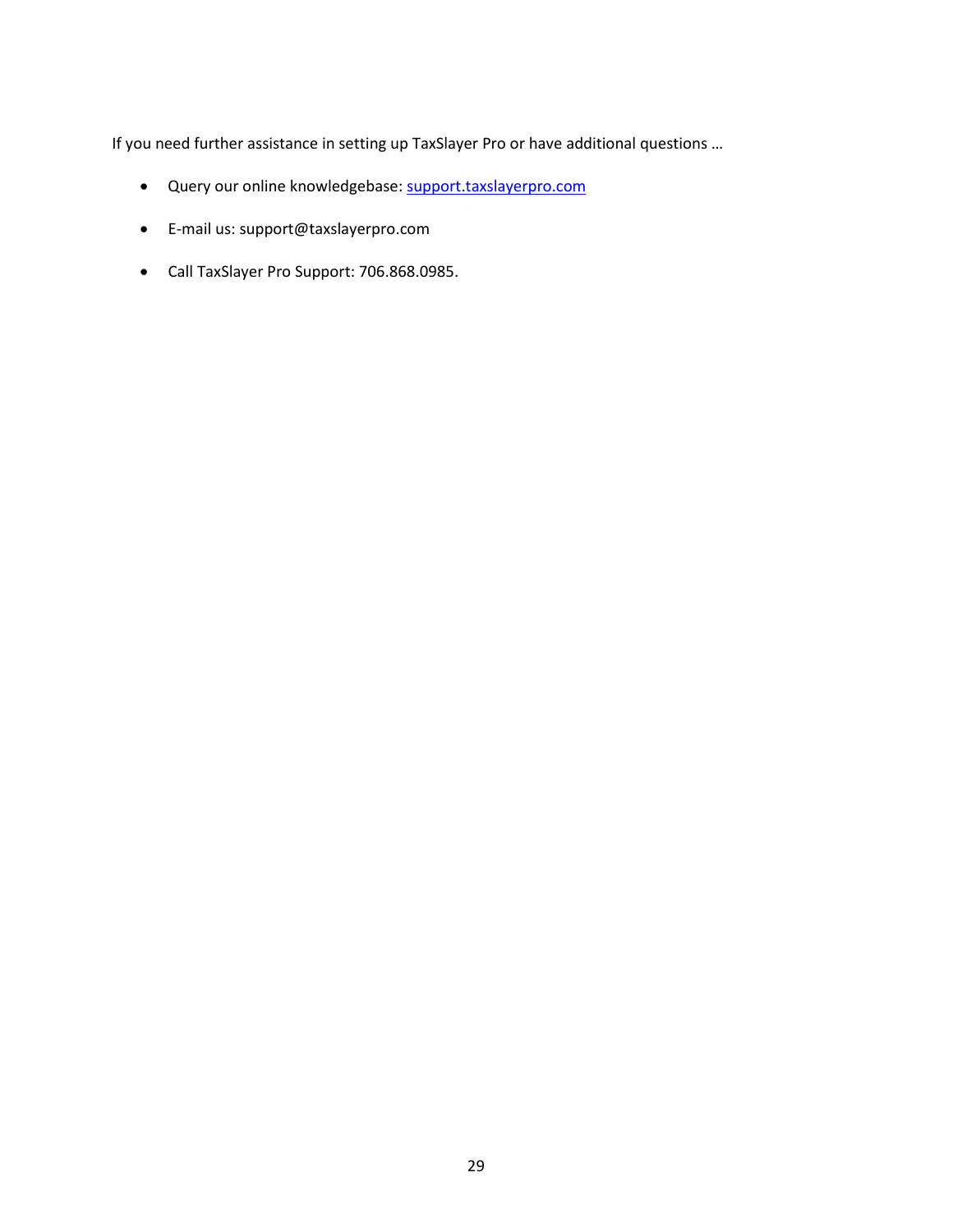If you need further assistance in setting up TaxSlayer Pro or have additional questions …

- Query our online knowledgebase: [support.taxslayerpro.com](support.taxslayerpro.com)
- E-mail us: support@taxslayerpro.com
- Call TaxSlayer Pro Support: 706.868.0985.